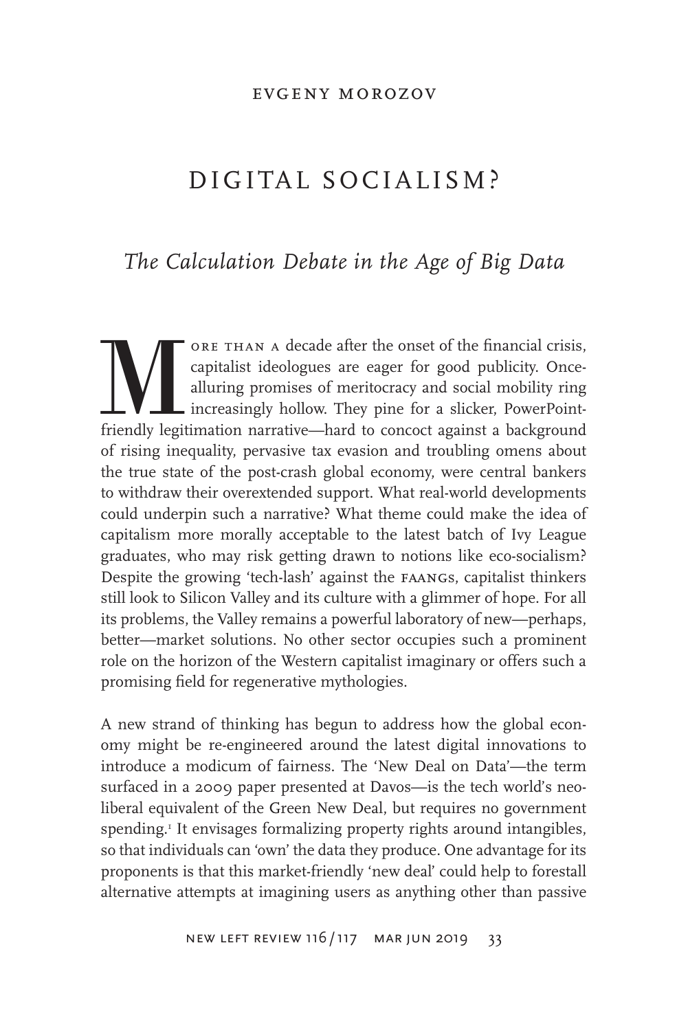EVGENY MOROZOV

# DIGITAL SOCIALISM?

## *The Calculation Debate in the Age of Big Data*

More than a decade after the onset of the financial crisis, capitalist ideologues are eager for good publicity. Once-alluring promises of meritocracy and social mobility ring increasingly hollow. They pine for a slicker, PowerPoint-friendly legitimation narrative—hard to concoct against a background of rising inequality, pervasive tax evasion and troubling omens about the true state of the post-crash global economy, were central bankers to withdraw their overextended support. What real-world developments could underpin such a narrative? What theme could make the idea of capitalism more morally acceptable to the latest batch of Ivy League graduates, who may risk getting drawn to notions like eco-socialism? Despite the growing 'tech-lash' against the FAANGs, capitalist thinkers still look to Silicon Valley and its culture with a glimmer of hope. For all its problems, the Valley remains a powerful laboratory of new—perhaps, better—market solutions. No other sector occupies such a prominent role on the horizon of the Western capitalist imaginary or offers such a promising field for regenerative mythologies.

A new strand of thinking has begun to address how the global economy might be re-engineered around the latest digital innovations to introduce a modicum of fairness. The 'New Deal on Data'—the term surfaced in a 2009 paper presented at Davos—is the tech world's neoliberal equivalent of the Green New Deal, but requires no government spending.[1] It envisages formalizing property rights around intangibles, so that individuals can 'own' the data they produce. One advantage for its proponents is that this market-friendly 'new deal' could help to forestall alternative attempts at imagining users as anything other than passive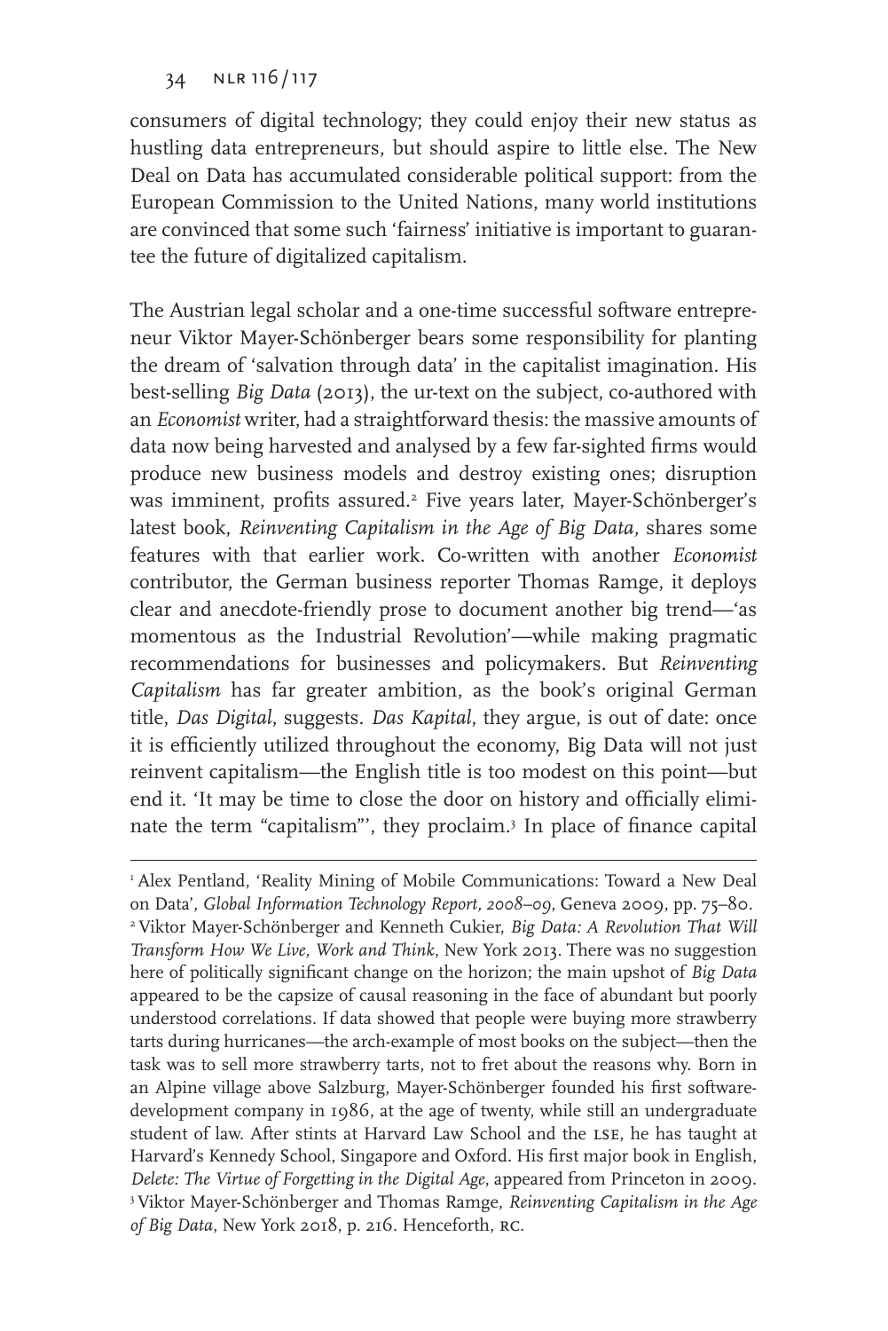consumers of digital technology; they could enjoy their new status as hustling data entrepreneurs, but should aspire to little else. The New Deal on Data has accumulated considerable political support: from the European Commission to the United Nations, many world institutions are convinced that some such 'fairness' initiative is important to guarantee the future of digitalized capitalism.

The Austrian legal scholar and a one-time successful software entrepreneur Viktor Mayer-Schönberger bears some responsibility for planting the dream of 'salvation through data' in the capitalist imagination. His best-selling *Big Data* (2013), the ur-text on the subject, co-authored with an *Economist* writer, had a straightforward thesis: the massive amounts of data now being harvested and analysed by a few far-sighted firms would produce new business models and destroy existing ones; disruption was imminent, profits assured.[2] Five years later, Mayer-Schönberger's latest book, *Reinventing Capitalism in the Age of Big Data,* shares some features with that earlier work. Co-written with another *Economist* contributor, the German business reporter Thomas Ramge, it deploys clear and anecdote-friendly prose to document another big trend—'as momentous as the Industrial Revolution'—while making pragmatic recommendations for businesses and policymakers. But *Reinventing Capitalism* has far greater ambition, as the book's original German title, *Das Digital*, suggests. *Das Kapital*, they argue, is out of date: once it is efficiently utilized throughout the economy, Big Data will not just reinvent capitalism—the English title is too modest on this point—but end it. 'It may be time to close the door on history and officially eliminate the term "capitalism"', they proclaim.[3] In place of finance capital

---

[1] Alex Pentland, 'Reality Mining of Mobile Communications: Toward a New Deal on Data', *Global Information Technology Report, 2008–09*, Geneva 2009, pp. 75–80.

[2] Viktor Mayer-Schönberger and Kenneth Cukier, *Big Data: A Revolution That Will Transform How We Live, Work and Think*, New York 2013. There was no suggestion here of politically significant change on the horizon; the main upshot of *Big Data* appeared to be the capsize of causal reasoning in the face of abundant but poorly understood correlations. If data showed that people were buying more strawberry tarts during hurricanes—the arch-example of most books on the subject—then the task was to sell more strawberry tarts, not to fret about the reasons why. Born in an Alpine village above Salzburg, Mayer-Schönberger founded his first software-development company in 1986, at the age of twenty, while still an undergraduate student of law. After stints at Harvard Law School and the LSE, he has taught at Harvard's Kennedy School, Singapore and Oxford. His first major book in English, *Delete: The Virtue of Forgetting in the Digital Age*, appeared from Princeton in 2009.

[3] Viktor Mayer-Schönberger and Thomas Ramge, *Reinventing Capitalism in the Age of Big Data*, New York 2018, p. 216. Henceforth, RC.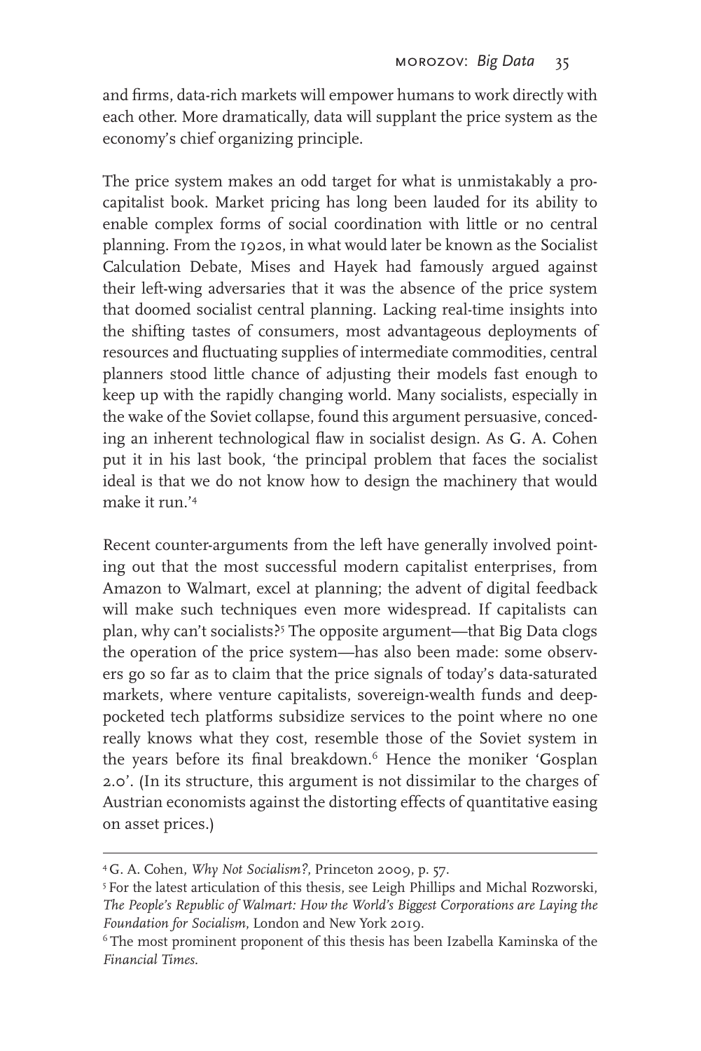and firms, data-rich markets will empower humans to work directly with each other. More dramatically, data will supplant the price system as the economy's chief organizing principle.

The price system makes an odd target for what is unmistakably a pro-capitalist book. Market pricing has long been lauded for its ability to enable complex forms of social coordination with little or no central planning. From the 1920s, in what would later be known as the Socialist Calculation Debate, Mises and Hayek had famously argued against their left-wing adversaries that it was the absence of the price system that doomed socialist central planning. Lacking real-time insights into the shifting tastes of consumers, most advantageous deployments of resources and fluctuating supplies of intermediate commodities, central planners stood little chance of adjusting their models fast enough to keep up with the rapidly changing world. Many socialists, especially in the wake of the Soviet collapse, found this argument persuasive, conceding an inherent technological flaw in socialist design. As G. A. Cohen put it in his last book, 'the principal problem that faces the socialist ideal is that we do not know how to design the machinery that would make it run.'[4]

Recent counter-arguments from the left have generally involved pointing out that the most successful modern capitalist enterprises, from Amazon to Walmart, excel at planning; the advent of digital feedback will make such techniques even more widespread. If capitalists can plan, why can't socialists?[5] The opposite argument—that Big Data clogs the operation of the price system—has also been made: some observers go so far as to claim that the price signals of today's data-saturated markets, where venture capitalists, sovereign-wealth funds and deep-pocketed tech platforms subsidize services to the point where no one really knows what they cost, resemble those of the Soviet system in the years before its final breakdown.[6] Hence the moniker 'Gosplan 2.0'. (In its structure, this argument is not dissimilar to the charges of Austrian economists against the distorting effects of quantitative easing on asset prices.)

---

[4] G. A. Cohen, *Why Not Socialism?*, Princeton 2009, p. 57.

[5] For the latest articulation of this thesis, see Leigh Phillips and Michal Rozworski, *The People's Republic of Walmart: How the World's Biggest Corporations are Laying the Foundation for Socialism*, London and New York 2019.

[6] The most prominent proponent of this thesis has been Izabella Kaminska of the *Financial Times*.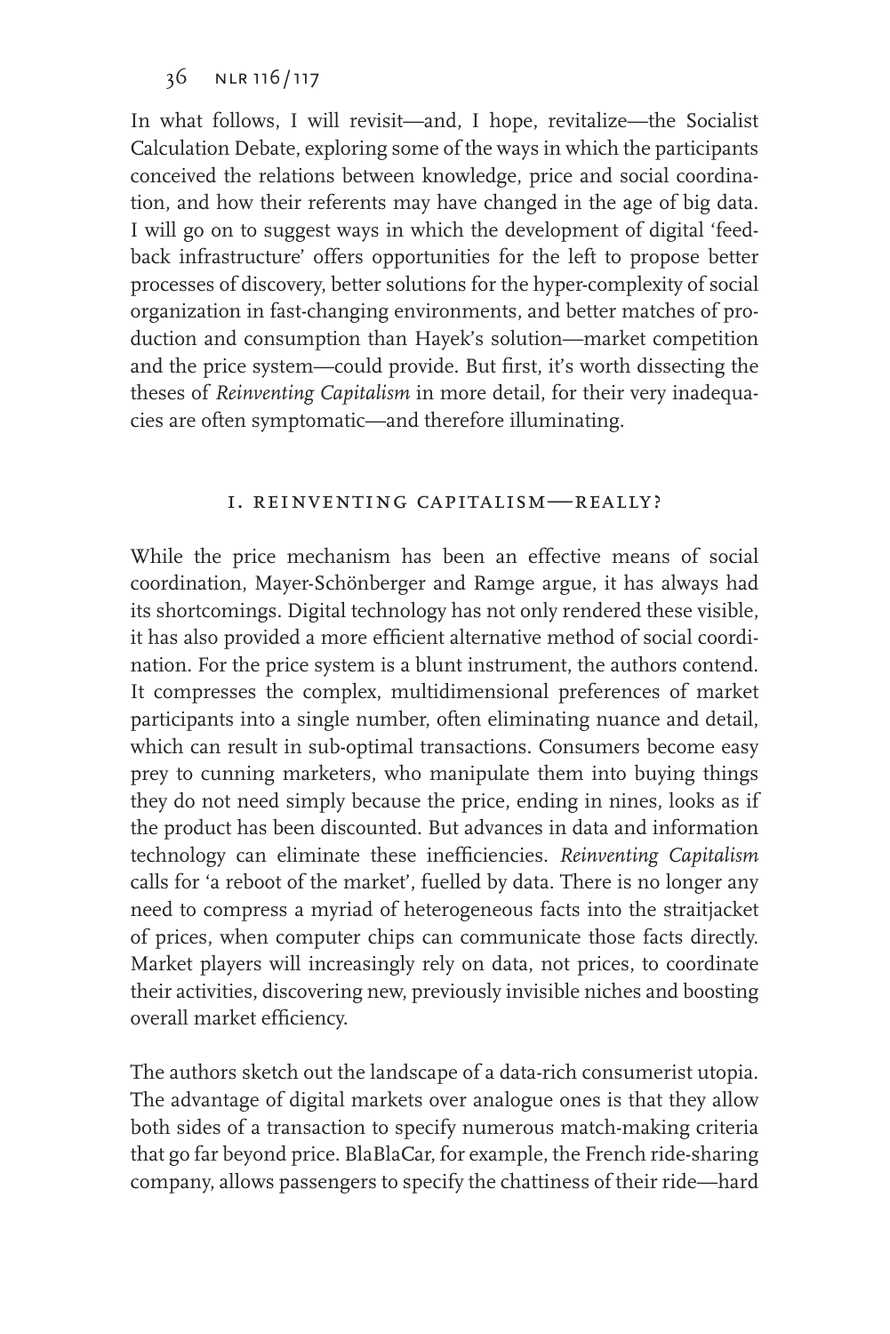In what follows, I will revisit—and, I hope, revitalize—the Socialist Calculation Debate, exploring some of the ways in which the participants conceived the relations between knowledge, price and social coordination, and how their referents may have changed in the age of big data. I will go on to suggest ways in which the development of digital 'feedback infrastructure' offers opportunities for the left to propose better processes of discovery, better solutions for the hyper-complexity of social organization in fast-changing environments, and better matches of production and consumption than Hayek's solution—market competition and the price system—could provide. But first, it's worth dissecting the theses of *Reinventing Capitalism* in more detail, for their very inadequacies are often symptomatic—and therefore illuminating.

## I. REINVENTING CAPITALISM—REALLY?

While the price mechanism has been an effective means of social coordination, Mayer-Schönberger and Ramge argue, it has always had its shortcomings. Digital technology has not only rendered these visible, it has also provided a more efficient alternative method of social coordination. For the price system is a blunt instrument, the authors contend. It compresses the complex, multidimensional preferences of market participants into a single number, often eliminating nuance and detail, which can result in sub-optimal transactions. Consumers become easy prey to cunning marketers, who manipulate them into buying things they do not need simply because the price, ending in nines, looks as if the product has been discounted. But advances in data and information technology can eliminate these inefficiencies. *Reinventing Capitalism* calls for 'a reboot of the market', fuelled by data. There is no longer any need to compress a myriad of heterogeneous facts into the straitjacket of prices, when computer chips can communicate those facts directly. Market players will increasingly rely on data, not prices, to coordinate their activities, discovering new, previously invisible niches and boosting overall market efficiency.

The authors sketch out the landscape of a data-rich consumerist utopia. The advantage of digital markets over analogue ones is that they allow both sides of a transaction to specify numerous match-making criteria that go far beyond price. BlaBlaCar, for example, the French ride-sharing company, allows passengers to specify the chattiness of their ride—hard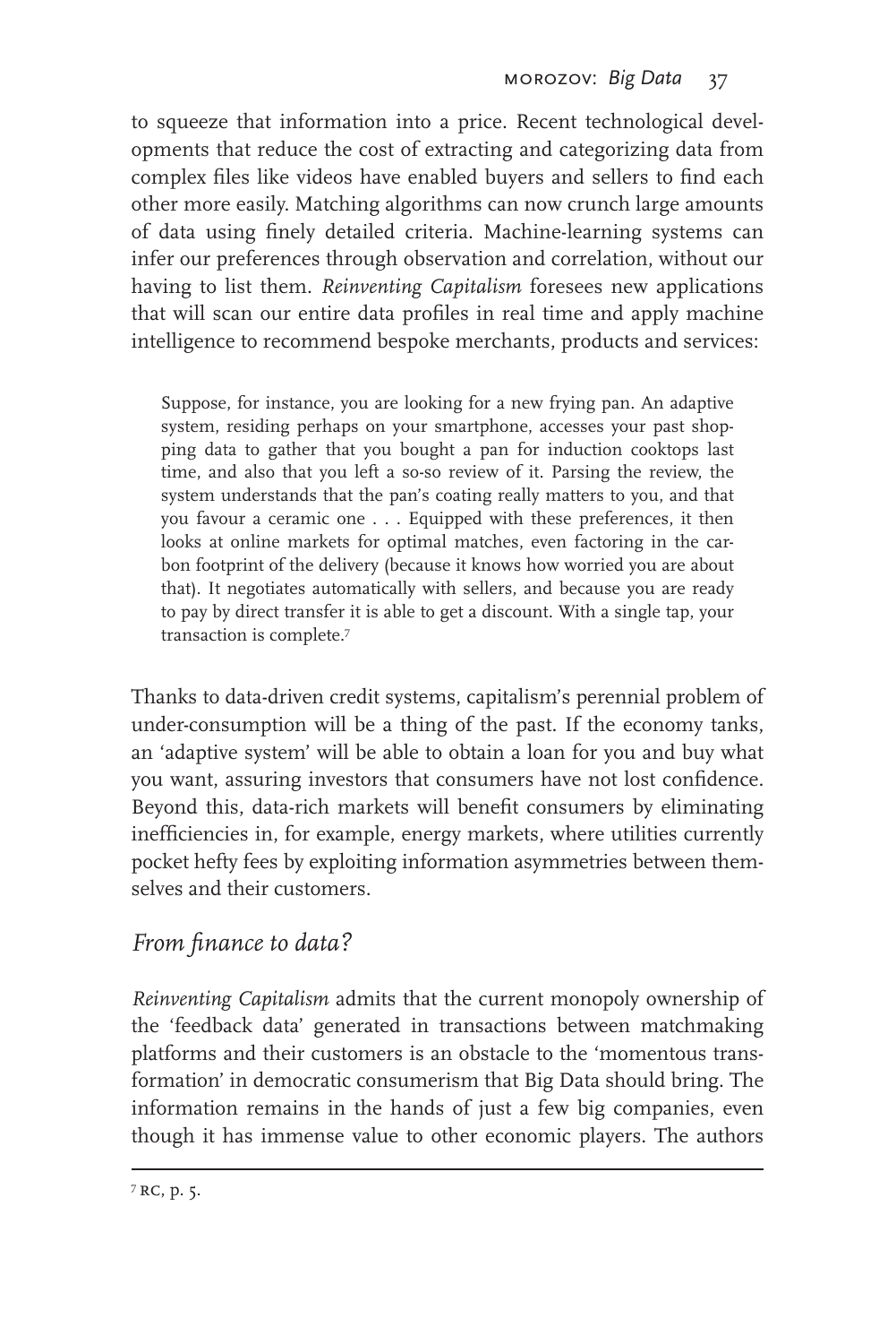to squeeze that information into a price. Recent technological developments that reduce the cost of extracting and categorizing data from complex files like videos have enabled buyers and sellers to find each other more easily. Matching algorithms can now crunch large amounts of data using finely detailed criteria. Machine-learning systems can infer our preferences through observation and correlation, without our having to list them. *Reinventing Capitalism* foresees new applications that will scan our entire data profiles in real time and apply machine intelligence to recommend bespoke merchants, products and services:

> Suppose, for instance, you are looking for a new frying pan. An adaptive system, residing perhaps on your smartphone, accesses your past shopping data to gather that you bought a pan for induction cooktops last time, and also that you left a so-so review of it. Parsing the review, the system understands that the pan's coating really matters to you, and that you favour a ceramic one . . . Equipped with these preferences, it then looks at online markets for optimal matches, even factoring in the carbon footprint of the delivery (because it knows how worried you are about that). It negotiates automatically with sellers, and because you are ready to pay by direct transfer it is able to get a discount. With a single tap, your transaction is complete.[7]

Thanks to data-driven credit systems, capitalism's perennial problem of under-consumption will be a thing of the past. If the economy tanks, an 'adaptive system' will be able to obtain a loan for you and buy what you want, assuring investors that consumers have not lost confidence. Beyond this, data-rich markets will benefit consumers by eliminating inefficiencies in, for example, energy markets, where utilities currently pocket hefty fees by exploiting information asymmetries between themselves and their customers.

## *From finance to data?*

*Reinventing Capitalism* admits that the current monopoly ownership of the 'feedback data' generated in transactions between matchmaking platforms and their customers is an obstacle to the 'momentous transformation' in democratic consumerism that Big Data should bring. The information remains in the hands of just a few big companies, even though it has immense value to other economic players. The authors

---

[7] RC, p. 5.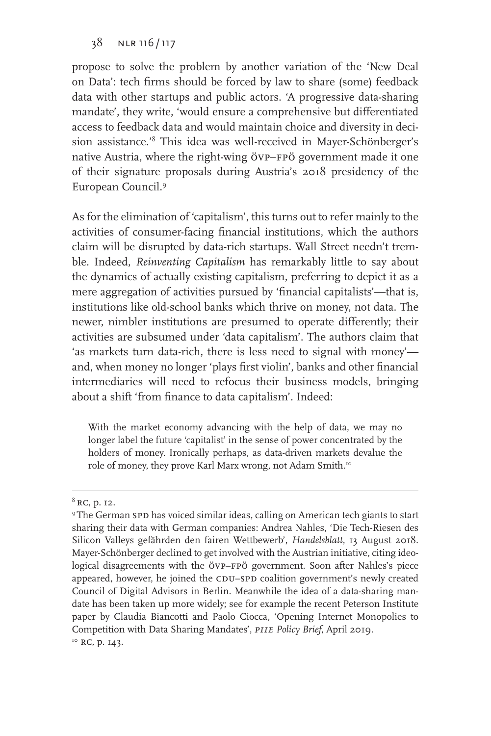propose to solve the problem by another variation of the 'New Deal on Data': tech firms should be forced by law to share (some) feedback data with other startups and public actors. 'A progressive data-sharing mandate', they write, 'would ensure a comprehensive but differentiated access to feedback data and would maintain choice and diversity in decision assistance.'[8] This idea was well-received in Mayer-Schönberger's native Austria, where the right-wing ÖVP–FPÖ government made it one of their signature proposals during Austria's 2018 presidency of the European Council.[9]

As for the elimination of 'capitalism', this turns out to refer mainly to the activities of consumer-facing financial institutions, which the authors claim will be disrupted by data-rich startups. Wall Street needn't tremble. Indeed, *Reinventing Capitalism* has remarkably little to say about the dynamics of actually existing capitalism, preferring to depict it as a mere aggregation of activities pursued by 'financial capitalists'—that is, institutions like old-school banks which thrive on money, not data. The newer, nimbler institutions are presumed to operate differently; their activities are subsumed under 'data capitalism'. The authors claim that 'as markets turn data-rich, there is less need to signal with money'—and, when money no longer 'plays first violin', banks and other financial intermediaries will need to refocus their business models, bringing about a shift 'from finance to data capitalism'. Indeed:

> With the market economy advancing with the help of data, we may no longer label the future 'capitalist' in the sense of power concentrated by the holders of money. Ironically perhaps, as data-driven markets devalue the role of money, they prove Karl Marx wrong, not Adam Smith.[10]

---

[8] RC, p. 12.

[9] The German SPD has voiced similar ideas, calling on American tech giants to start sharing their data with German companies: Andrea Nahles, 'Die Tech-Riesen des Silicon Valleys gefährden den fairen Wettbewerb', *Handelsblatt*, 13 August 2018. Mayer-Schönberger declined to get involved with the Austrian initiative, citing ideological disagreements with the ÖVP–FPÖ government. Soon after Nahles's piece appeared, however, he joined the CDU–SPD coalition government's newly created Council of Digital Advisors in Berlin. Meanwhile the idea of a data-sharing mandate has been taken up more widely; see for example the recent Peterson Institute paper by Claudia Biancotti and Paolo Ciocca, 'Opening Internet Monopolies to Competition with Data Sharing Mandates', *PIIE Policy Brief*, April 2019.

[10] RC, p. 143.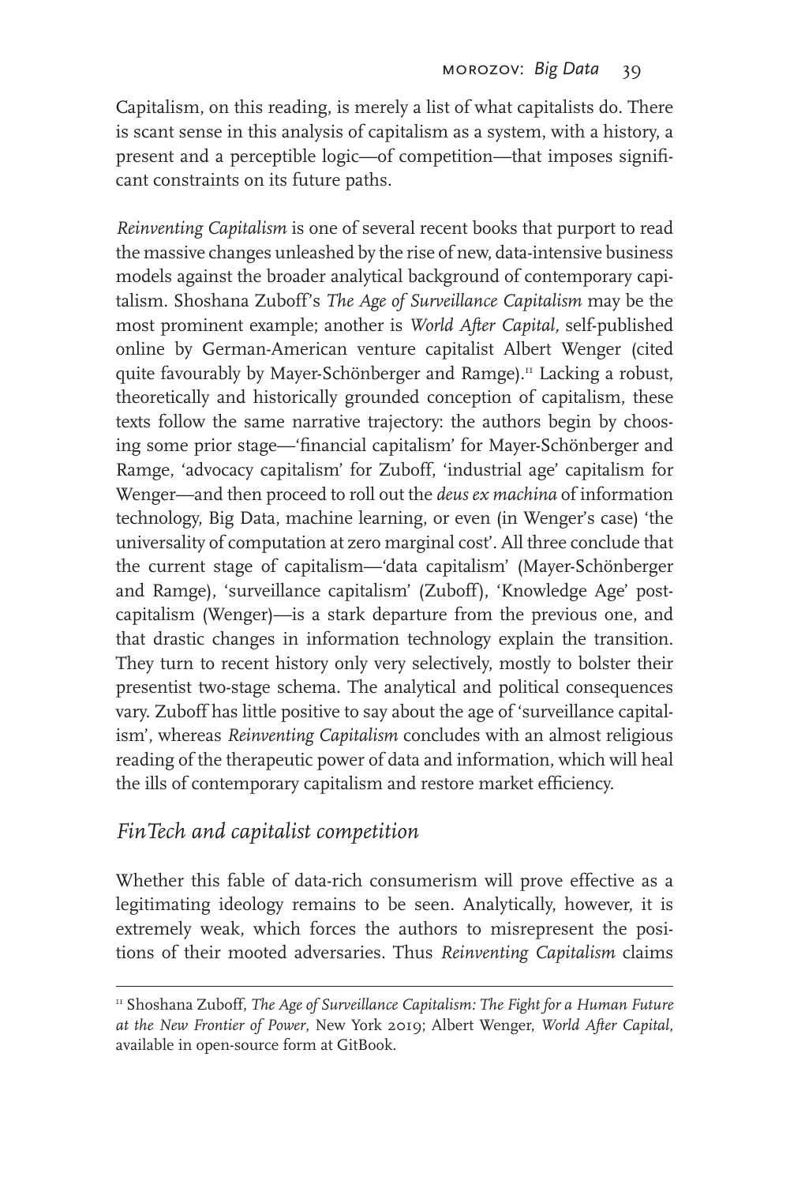Capitalism, on this reading, is merely a list of what capitalists do. There is scant sense in this analysis of capitalism as a system, with a history, a present and a perceptible logic—of competition—that imposes significant constraints on its future paths.

*Reinventing Capitalism* is one of several recent books that purport to read the massive changes unleashed by the rise of new, data-intensive business models against the broader analytical background of contemporary capitalism. Shoshana Zuboff's *The Age of Surveillance Capitalism* may be the most prominent example; another is *World After Capital*, self-published online by German-American venture capitalist Albert Wenger (cited quite favourably by Mayer-Schönberger and Ramge).[11] Lacking a robust, theoretically and historically grounded conception of capitalism, these texts follow the same narrative trajectory: the authors begin by choosing some prior stage—'financial capitalism' for Mayer-Schönberger and Ramge, 'advocacy capitalism' for Zuboff, 'industrial age' capitalism for Wenger—and then proceed to roll out the *deus ex machina* of information technology, Big Data, machine learning, or even (in Wenger's case) 'the universality of computation at zero marginal cost'. All three conclude that the current stage of capitalism—'data capitalism' (Mayer-Schönberger and Ramge), 'surveillance capitalism' (Zuboff), 'Knowledge Age' post-capitalism (Wenger)—is a stark departure from the previous one, and that drastic changes in information technology explain the transition. They turn to recent history only very selectively, mostly to bolster their presentist two-stage schema. The analytical and political consequences vary. Zuboff has little positive to say about the age of 'surveillance capitalism', whereas *Reinventing Capitalism* concludes with an almost religious reading of the therapeutic power of data and information, which will heal the ills of contemporary capitalism and restore market efficiency.

## *FinTech and capitalist competition*

Whether this fable of data-rich consumerism will prove effective as a legitimating ideology remains to be seen. Analytically, however, it is extremely weak, which forces the authors to misrepresent the positions of their mooted adversaries. Thus *Reinventing Capitalism* claims

---

[11] Shoshana Zuboff, *The Age of Surveillance Capitalism: The Fight for a Human Future at the New Frontier of Power*, New York 2019; Albert Wenger, *World After Capital*, available in open-source form at GitBook.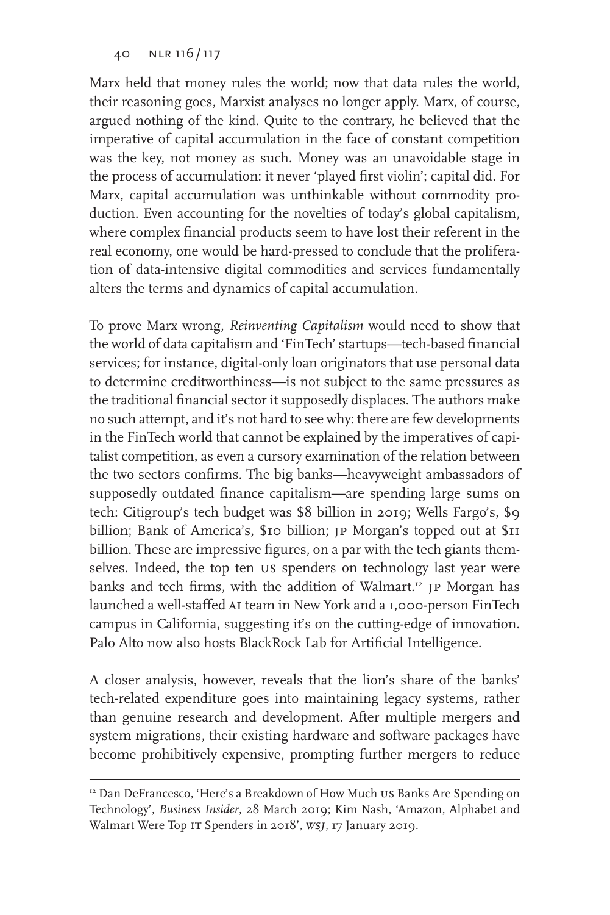Marx held that money rules the world; now that data rules the world, their reasoning goes, Marxist analyses no longer apply. Marx, of course, argued nothing of the kind. Quite to the contrary, he believed that the imperative of capital accumulation in the face of constant competition was the key, not money as such. Money was an unavoidable stage in the process of accumulation: it never 'played first violin'; capital did. For Marx, capital accumulation was unthinkable without commodity production. Even accounting for the novelties of today's global capitalism, where complex financial products seem to have lost their referent in the real economy, one would be hard-pressed to conclude that the proliferation of data-intensive digital commodities and services fundamentally alters the terms and dynamics of capital accumulation.

To prove Marx wrong, *Reinventing Capitalism* would need to show that the world of data capitalism and 'FinTech' startups—tech-based financial services; for instance, digital-only loan originators that use personal data to determine creditworthiness—is not subject to the same pressures as the traditional financial sector it supposedly displaces. The authors make no such attempt, and it's not hard to see why: there are few developments in the FinTech world that cannot be explained by the imperatives of capitalist competition, as even a cursory examination of the relation between the two sectors confirms. The big banks—heavyweight ambassadors of supposedly outdated finance capitalism—are spending large sums on tech: Citigroup's tech budget was $8 billion in 2019; Wells Fargo's, $9 billion; Bank of America's, $10 billion; JP Morgan's topped out at $11 billion. These are impressive figures, on a par with the tech giants themselves. Indeed, the top ten US spenders on technology last year were banks and tech firms, with the addition of Walmart.[12] JP Morgan has launched a well-staffed AI team in New York and a 1,000-person FinTech campus in California, suggesting it's on the cutting-edge of innovation. Palo Alto now also hosts BlackRock Lab for Artificial Intelligence.

A closer analysis, however, reveals that the lion's share of the banks' tech-related expenditure goes into maintaining legacy systems, rather than genuine research and development. After multiple mergers and system migrations, their existing hardware and software packages have become prohibitively expensive, prompting further mergers to reduce

---

[12] Dan DeFrancesco, 'Here's a Breakdown of How Much US Banks Are Spending on Technology', *Business Insider*, 28 March 2019; Kim Nash, 'Amazon, Alphabet and Walmart Were Top IT Spenders in 2018', *WSJ*, 17 January 2019.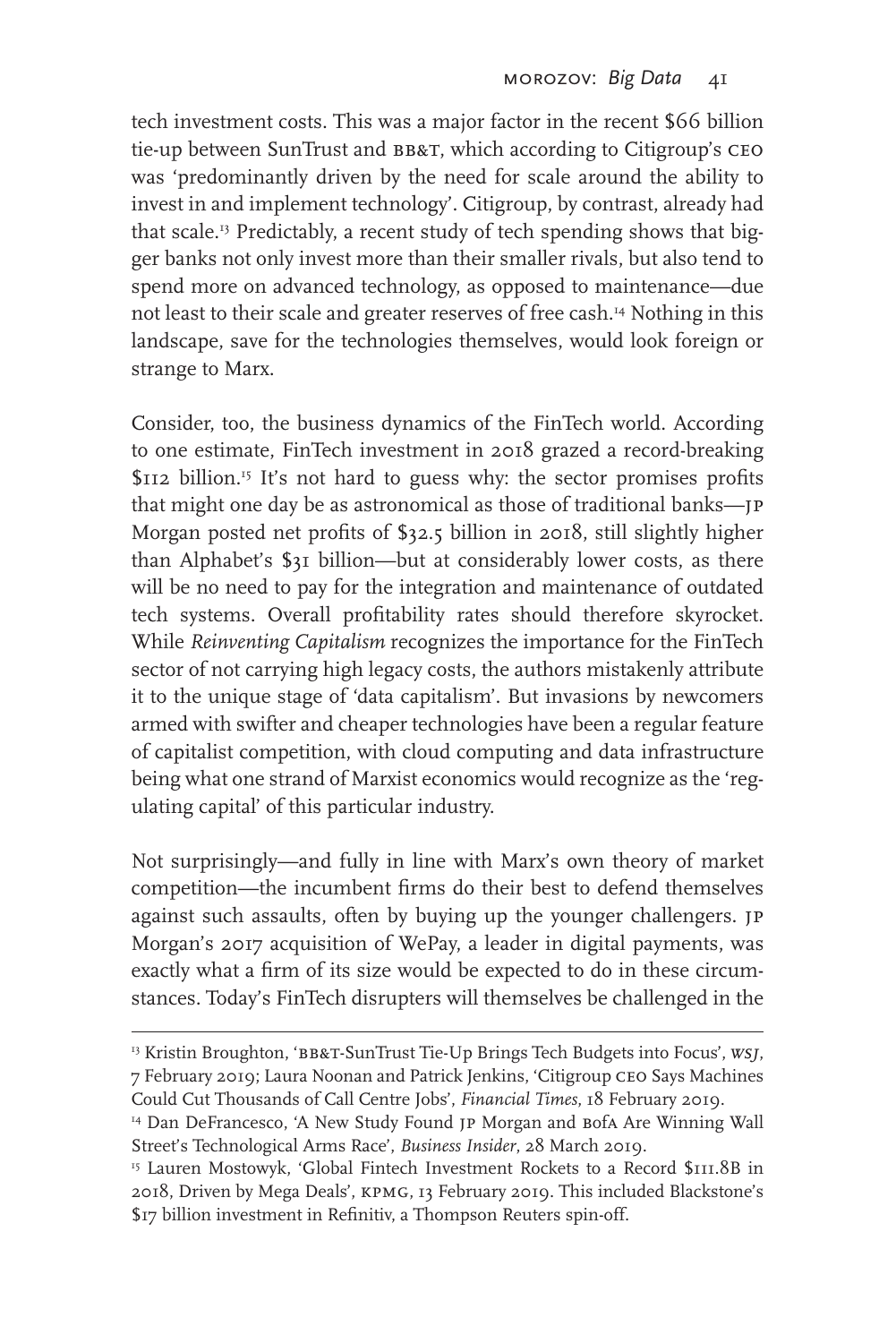tech investment costs. This was a major factor in the recent $66 billion tie-up between SunTrust and BB&T, which according to Citigroup's CEO was 'predominantly driven by the need for scale around the ability to invest in and implement technology'. Citigroup, by contrast, already had that scale.[13] Predictably, a recent study of tech spending shows that bigger banks not only invest more than their smaller rivals, but also tend to spend more on advanced technology, as opposed to maintenance—due not least to their scale and greater reserves of free cash.[14] Nothing in this landscape, save for the technologies themselves, would look foreign or strange to Marx.

Consider, too, the business dynamics of the FinTech world. According to one estimate, FinTech investment in 2018 grazed a record-breaking $112 billion.[15] It's not hard to guess why: the sector promises profits that might one day be as astronomical as those of traditional banks—JP Morgan posted net profits of $32.5 billion in 2018, still slightly higher than Alphabet's $31 billion—but at considerably lower costs, as there will be no need to pay for the integration and maintenance of outdated tech systems. Overall profitability rates should therefore skyrocket. While *Reinventing Capitalism* recognizes the importance for the FinTech sector of not carrying high legacy costs, the authors mistakenly attribute it to the unique stage of 'data capitalism'. But invasions by newcomers armed with swifter and cheaper technologies have been a regular feature of capitalist competition, with cloud computing and data infrastructure being what one strand of Marxist economics would recognize as the 'regulating capital' of this particular industry.

Not surprisingly—and fully in line with Marx's own theory of market competition—the incumbent firms do their best to defend themselves against such assaults, often by buying up the younger challengers. JP Morgan's 2017 acquisition of WePay, a leader in digital payments, was exactly what a firm of its size would be expected to do in these circumstances. Today's FinTech disrupters will themselves be challenged in the

---

[13] Kristin Broughton, 'BB&T-SunTrust Tie-Up Brings Tech Budgets into Focus', *WSJ*, 7 February 2019; Laura Noonan and Patrick Jenkins, 'Citigroup CEO Says Machines Could Cut Thousands of Call Centre Jobs', *Financial Times*, 18 February 2019.

[14] Dan DeFrancesco, 'A New Study Found JP Morgan and BofA Are Winning Wall Street's Technological Arms Race', *Business Insider*, 28 March 2019.

[15] Lauren Mostowyk, 'Global Fintech Investment Rockets to a Record $111.8B in 2018, Driven by Mega Deals', KPMG, 13 February 2019. This included Blackstone's $17 billion investment in Refinitiv, a Thompson Reuters spin-off.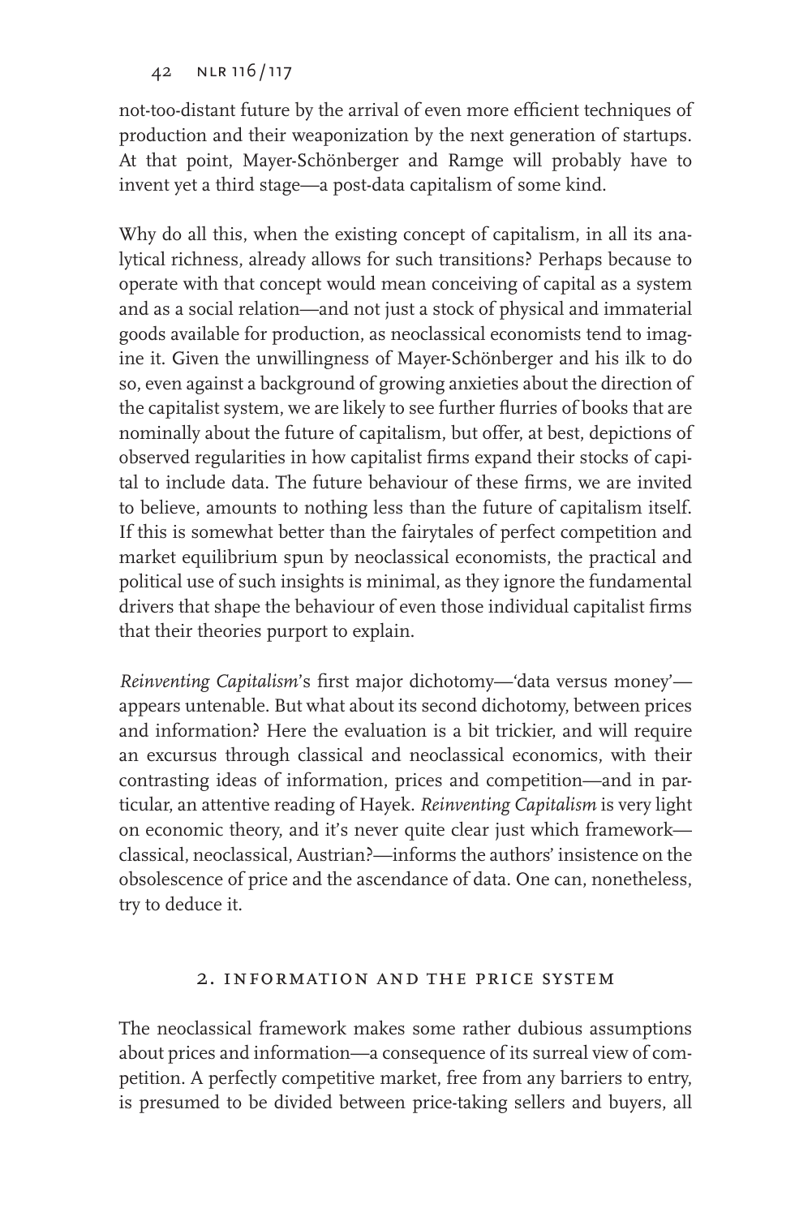not-too-distant future by the arrival of even more efficient techniques of production and their weaponization by the next generation of startups. At that point, Mayer-Schönberger and Ramge will probably have to invent yet a third stage—a post-data capitalism of some kind.

Why do all this, when the existing concept of capitalism, in all its analytical richness, already allows for such transitions? Perhaps because to operate with that concept would mean conceiving of capital as a system and as a social relation—and not just a stock of physical and immaterial goods available for production, as neoclassical economists tend to imagine it. Given the unwillingness of Mayer-Schönberger and his ilk to do so, even against a background of growing anxieties about the direction of the capitalist system, we are likely to see further flurries of books that are nominally about the future of capitalism, but offer, at best, depictions of observed regularities in how capitalist firms expand their stocks of capital to include data. The future behaviour of these firms, we are invited to believe, amounts to nothing less than the future of capitalism itself. If this is somewhat better than the fairytales of perfect competition and market equilibrium spun by neoclassical economists, the practical and political use of such insights is minimal, as they ignore the fundamental drivers that shape the behaviour of even those individual capitalist firms that their theories purport to explain.

*Reinventing Capitalism*'s first major dichotomy—'data versus money'—appears untenable. But what about its second dichotomy, between prices and information? Here the evaluation is a bit trickier, and will require an excursus through classical and neoclassical economics, with their contrasting ideas of information, prices and competition—and in particular, an attentive reading of Hayek. *Reinventing Capitalism* is very light on economic theory, and it's never quite clear just which framework—classical, neoclassical, Austrian?—informs the authors' insistence on the obsolescence of price and the ascendance of data. One can, nonetheless, try to deduce it.

## 2. Information and the price system

The neoclassical framework makes some rather dubious assumptions about prices and information—a consequence of its surreal view of competition. A perfectly competitive market, free from any barriers to entry, is presumed to be divided between price-taking sellers and buyers, all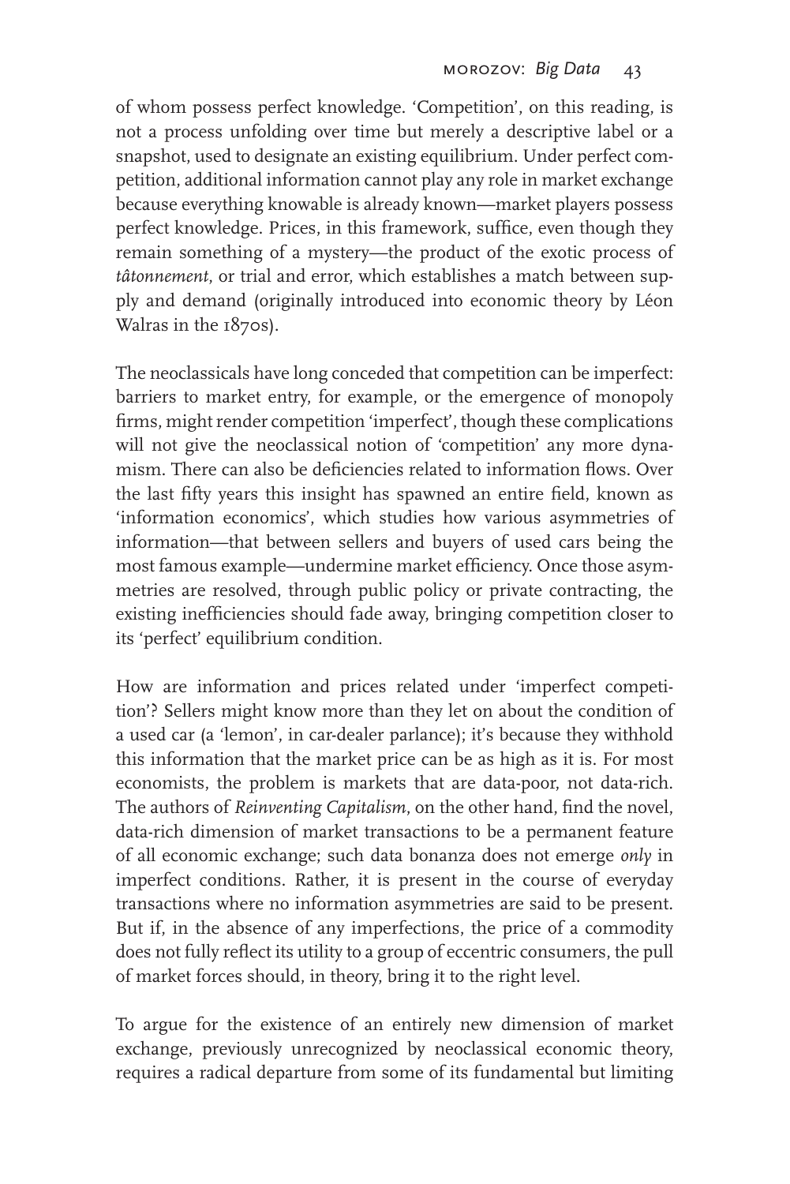of whom possess perfect knowledge. 'Competition', on this reading, is not a process unfolding over time but merely a descriptive label or a snapshot, used to designate an existing equilibrium. Under perfect competition, additional information cannot play any role in market exchange because everything knowable is already known—market players possess perfect knowledge. Prices, in this framework, suffice, even though they remain something of a mystery—the product of the exotic process of *tâtonnement*, or trial and error, which establishes a match between supply and demand (originally introduced into economic theory by Léon Walras in the 1870s).

The neoclassicals have long conceded that competition can be imperfect: barriers to market entry, for example, or the emergence of monopoly firms, might render competition 'imperfect', though these complications will not give the neoclassical notion of 'competition' any more dynamism. There can also be deficiencies related to information flows. Over the last fifty years this insight has spawned an entire field, known as 'information economics', which studies how various asymmetries of information—that between sellers and buyers of used cars being the most famous example—undermine market efficiency. Once those asymmetries are resolved, through public policy or private contracting, the existing inefficiencies should fade away, bringing competition closer to its 'perfect' equilibrium condition.

How are information and prices related under 'imperfect competition'? Sellers might know more than they let on about the condition of a used car (a 'lemon', in car-dealer parlance); it's because they withhold this information that the market price can be as high as it is. For most economists, the problem is markets that are data-poor, not data-rich. The authors of *Reinventing Capitalism*, on the other hand, find the novel, data-rich dimension of market transactions to be a permanent feature of all economic exchange; such data bonanza does not emerge *only* in imperfect conditions. Rather, it is present in the course of everyday transactions where no information asymmetries are said to be present. But if, in the absence of any imperfections, the price of a commodity does not fully reflect its utility to a group of eccentric consumers, the pull of market forces should, in theory, bring it to the right level.

To argue for the existence of an entirely new dimension of market exchange, previously unrecognized by neoclassical economic theory, requires a radical departure from some of its fundamental but limiting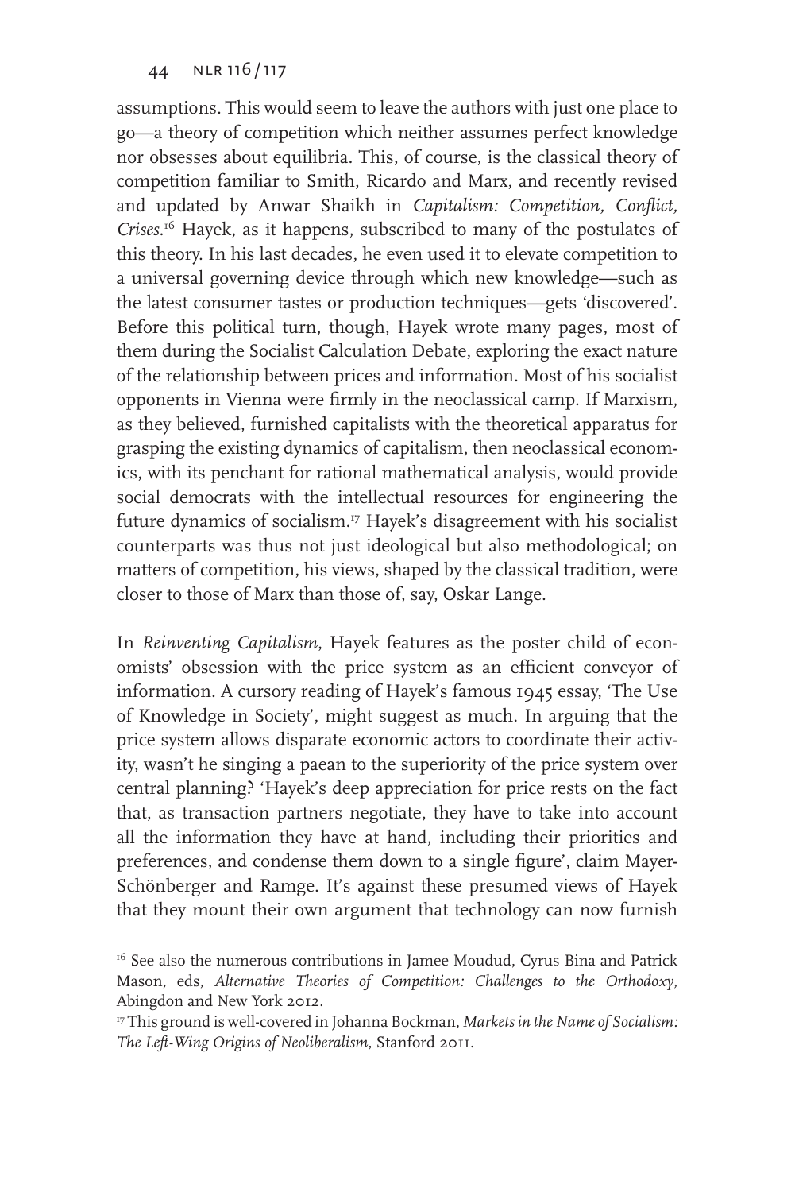assumptions. This would seem to leave the authors with just one place to go—a theory of competition which neither assumes perfect knowledge nor obsesses about equilibria. This, of course, is the classical theory of competition familiar to Smith, Ricardo and Marx, and recently revised and updated by Anwar Shaikh in *Capitalism: Competition, Conflict, Crises*.[16] Hayek, as it happens, subscribed to many of the postulates of this theory. In his last decades, he even used it to elevate competition to a universal governing device through which new knowledge—such as the latest consumer tastes or production techniques—gets 'discovered'. Before this political turn, though, Hayek wrote many pages, most of them during the Socialist Calculation Debate, exploring the exact nature of the relationship between prices and information. Most of his socialist opponents in Vienna were firmly in the neoclassical camp. If Marxism, as they believed, furnished capitalists with the theoretical apparatus for grasping the existing dynamics of capitalism, then neoclassical economics, with its penchant for rational mathematical analysis, would provide social democrats with the intellectual resources for engineering the future dynamics of socialism.[17] Hayek's disagreement with his socialist counterparts was thus not just ideological but also methodological; on matters of competition, his views, shaped by the classical tradition, were closer to those of Marx than those of, say, Oskar Lange.

In *Reinventing Capitalism*, Hayek features as the poster child of economists' obsession with the price system as an efficient conveyor of information. A cursory reading of Hayek's famous 1945 essay, 'The Use of Knowledge in Society', might suggest as much. In arguing that the price system allows disparate economic actors to coordinate their activity, wasn't he singing a paean to the superiority of the price system over central planning? 'Hayek's deep appreciation for price rests on the fact that, as transaction partners negotiate, they have to take into account all the information they have at hand, including their priorities and preferences, and condense them down to a single figure', claim Mayer-Schönberger and Ramge. It's against these presumed views of Hayek that they mount their own argument that technology can now furnish

[16] See also the numerous contributions in Jamee Moudud, Cyrus Bina and Patrick Mason, eds, *Alternative Theories of Competition: Challenges to the Orthodoxy*, Abingdon and New York 2012.

[17] This ground is well-covered in Johanna Bockman, *Markets in the Name of Socialism: The Left-Wing Origins of Neoliberalism*, Stanford 2011.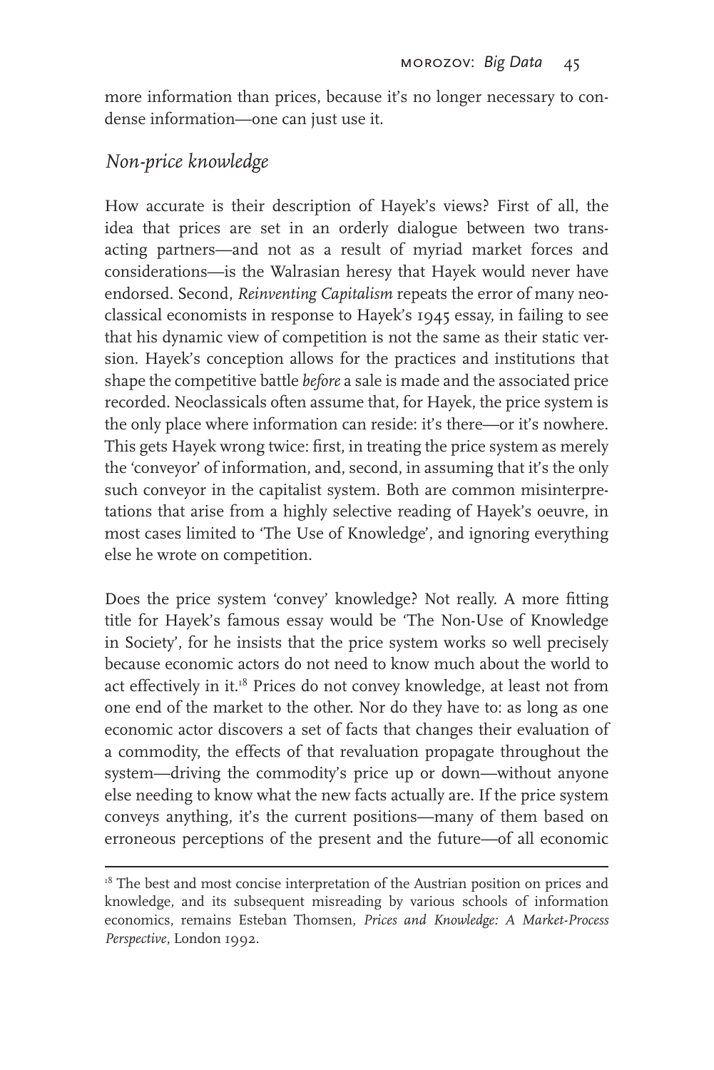more information than prices, because it's no longer necessary to condense information—one can just use it.

## *Non-price knowledge*

How accurate is their description of Hayek's views? First of all, the idea that prices are set in an orderly dialogue between two transacting partners—and not as a result of myriad market forces and considerations—is the Walrasian heresy that Hayek would never have endorsed. Second, *Reinventing Capitalism* repeats the error of many neoclassical economists in response to Hayek's 1945 essay, in failing to see that his dynamic view of competition is not the same as their static version. Hayek's conception allows for the practices and institutions that shape the competitive battle *before* a sale is made and the associated price recorded. Neoclassicals often assume that, for Hayek, the price system is the only place where information can reside: it's there—or it's nowhere. This gets Hayek wrong twice: first, in treating the price system as merely the 'conveyor' of information, and, second, in assuming that it's the only such conveyor in the capitalist system. Both are common misinterpretations that arise from a highly selective reading of Hayek's oeuvre, in most cases limited to 'The Use of Knowledge', and ignoring everything else he wrote on competition.

Does the price system 'convey' knowledge? Not really. A more fitting title for Hayek's famous essay would be 'The Non-Use of Knowledge in Society', for he insists that the price system works so well precisely because economic actors do not need to know much about the world to act effectively in it.[18] Prices do not convey knowledge, at least not from one end of the market to the other. Nor do they have to: as long as one economic actor discovers a set of facts that changes their evaluation of a commodity, the effects of that revaluation propagate throughout the system—driving the commodity's price up or down—without anyone else needing to know what the new facts actually are. If the price system conveys anything, it's the current positions—many of them based on erroneous perceptions of the present and the future—of all economic

[18] The best and most concise interpretation of the Austrian position on prices and knowledge, and its subsequent misreading by various schools of information economics, remains Esteban Thomsen, *Prices and Knowledge: A Market-Process Perspective*, London 1992.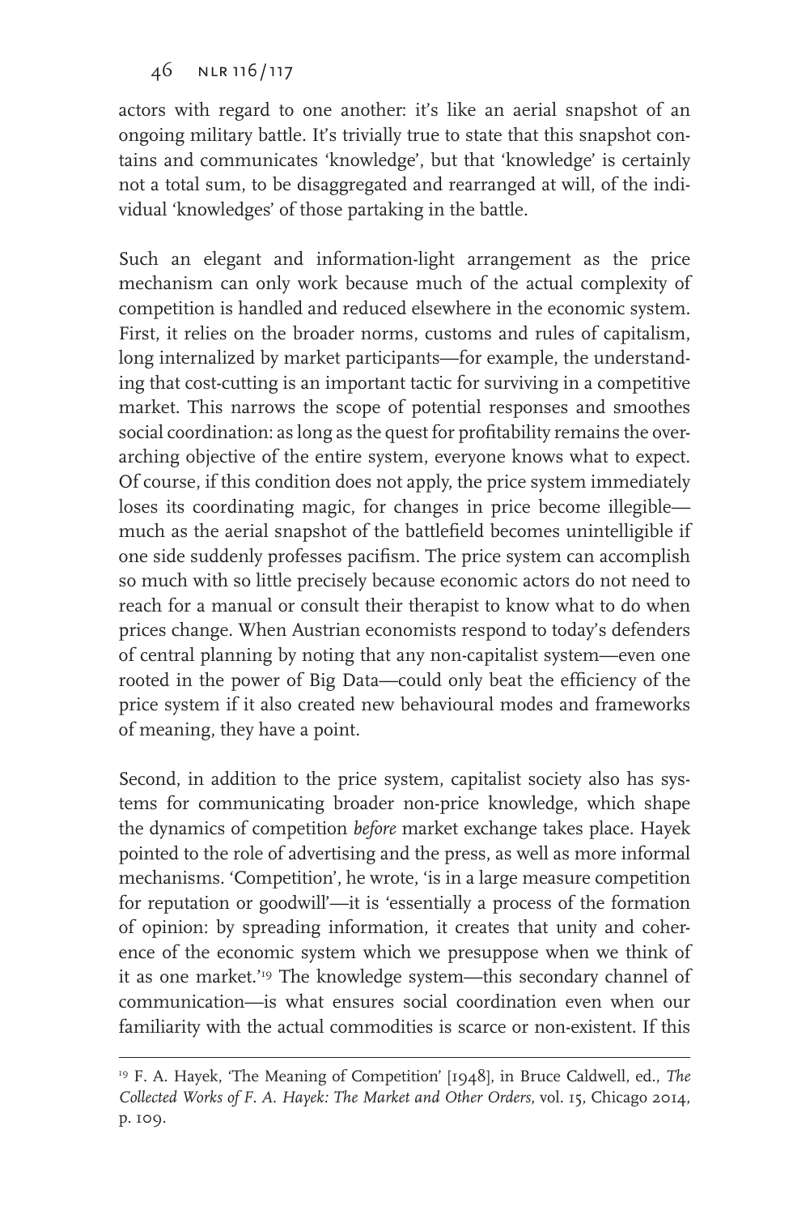actors with regard to one another: it's like an aerial snapshot of an ongoing military battle. It's trivially true to state that this snapshot contains and communicates 'knowledge', but that 'knowledge' is certainly not a total sum, to be disaggregated and rearranged at will, of the individual 'knowledges' of those partaking in the battle.

Such an elegant and information-light arrangement as the price mechanism can only work because much of the actual complexity of competition is handled and reduced elsewhere in the economic system. First, it relies on the broader norms, customs and rules of capitalism, long internalized by market participants—for example, the understanding that cost-cutting is an important tactic for surviving in a competitive market. This narrows the scope of potential responses and smoothes social coordination: as long as the quest for profitability remains the overarching objective of the entire system, everyone knows what to expect. Of course, if this condition does not apply, the price system immediately loses its coordinating magic, for changes in price become illegible—much as the aerial snapshot of the battlefield becomes unintelligible if one side suddenly professes pacifism. The price system can accomplish so much with so little precisely because economic actors do not need to reach for a manual or consult their therapist to know what to do when prices change. When Austrian economists respond to today's defenders of central planning by noting that any non-capitalist system—even one rooted in the power of Big Data—could only beat the efficiency of the price system if it also created new behavioural modes and frameworks of meaning, they have a point.

Second, in addition to the price system, capitalist society also has systems for communicating broader non-price knowledge, which shape the dynamics of competition *before* market exchange takes place. Hayek pointed to the role of advertising and the press, as well as more informal mechanisms. 'Competition', he wrote, 'is in a large measure competition for reputation or goodwill'—it is 'essentially a process of the formation of opinion: by spreading information, it creates that unity and coherence of the economic system which we presuppose when we think of it as one market.'[19] The knowledge system—this secondary channel of communication—is what ensures social coordination even when our familiarity with the actual commodities is scarce or non-existent. If this

---

[19] F. A. Hayek, 'The Meaning of Competition' [1948], in Bruce Caldwell, ed., *The Collected Works of F. A. Hayek: The Market and Other Orders*, vol. 15, Chicago 2014, p. 109.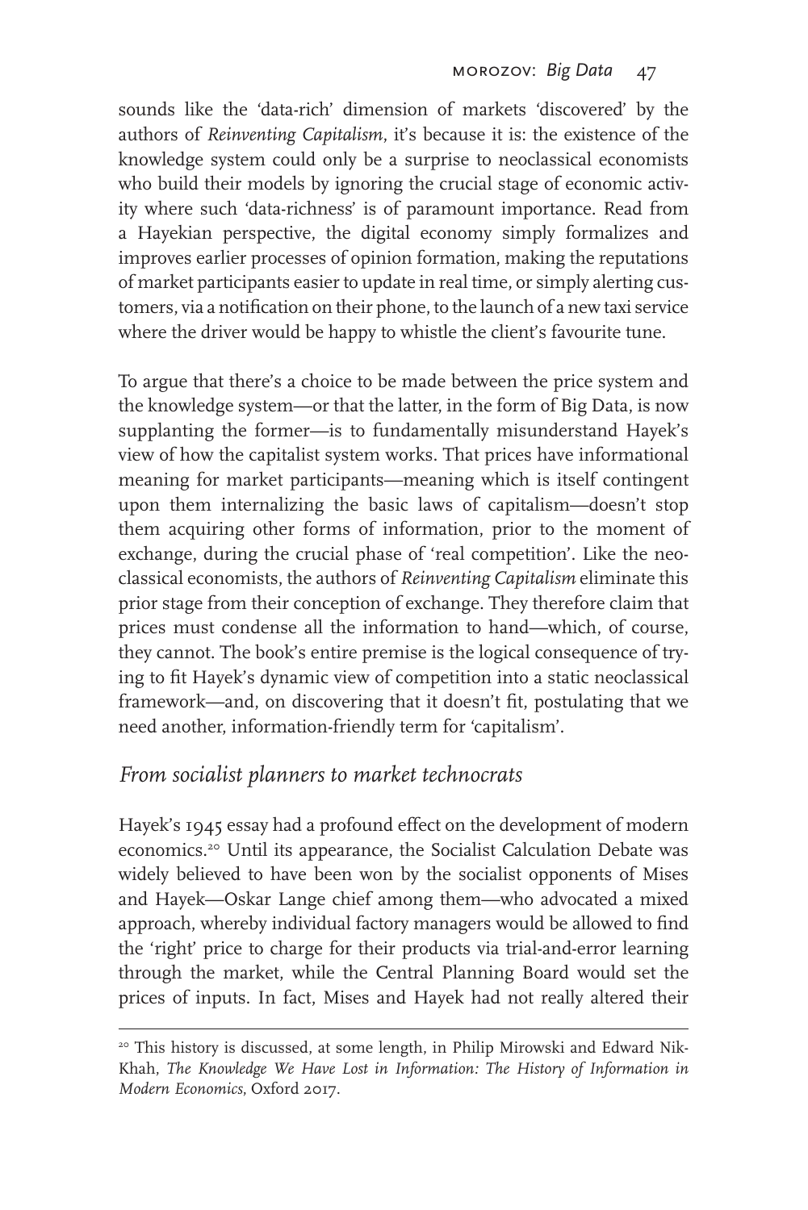sounds like the 'data-rich' dimension of markets 'discovered' by the authors of *Reinventing Capitalism*, it's because it is: the existence of the knowledge system could only be a surprise to neoclassical economists who build their models by ignoring the crucial stage of economic activity where such 'data-richness' is of paramount importance. Read from a Hayekian perspective, the digital economy simply formalizes and improves earlier processes of opinion formation, making the reputations of market participants easier to update in real time, or simply alerting customers, via a notification on their phone, to the launch of a new taxi service where the driver would be happy to whistle the client's favourite tune.

To argue that there's a choice to be made between the price system and the knowledge system—or that the latter, in the form of Big Data, is now supplanting the former—is to fundamentally misunderstand Hayek's view of how the capitalist system works. That prices have informational meaning for market participants—meaning which is itself contingent upon them internalizing the basic laws of capitalism—doesn't stop them acquiring other forms of information, prior to the moment of exchange, during the crucial phase of 'real competition'. Like the neoclassical economists, the authors of *Reinventing Capitalism* eliminate this prior stage from their conception of exchange. They therefore claim that prices must condense all the information to hand—which, of course, they cannot. The book's entire premise is the logical consequence of trying to fit Hayek's dynamic view of competition into a static neoclassical framework—and, on discovering that it doesn't fit, postulating that we need another, information-friendly term for 'capitalism'.

## *From socialist planners to market technocrats*

Hayek's 1945 essay had a profound effect on the development of modern economics.[20] Until its appearance, the Socialist Calculation Debate was widely believed to have been won by the socialist opponents of Mises and Hayek—Oskar Lange chief among them—who advocated a mixed approach, whereby individual factory managers would be allowed to find the 'right' price to charge for their products via trial-and-error learning through the market, while the Central Planning Board would set the prices of inputs. In fact, Mises and Hayek had not really altered their

[20] This history is discussed, at some length, in Philip Mirowski and Edward Nik-Khah, *The Knowledge We Have Lost in Information: The History of Information in Modern Economics*, Oxford 2017.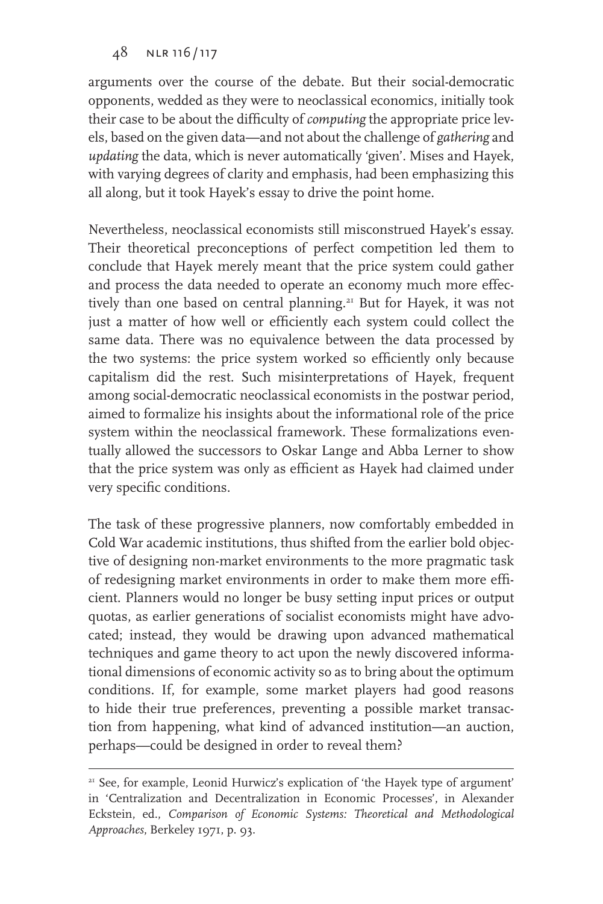arguments over the course of the debate. But their social-democratic opponents, wedded as they were to neoclassical economics, initially took their case to be about the difficulty of *computing* the appropriate price levels, based on the given data—and not about the challenge of *gathering* and *updating* the data, which is never automatically 'given'. Mises and Hayek, with varying degrees of clarity and emphasis, had been emphasizing this all along, but it took Hayek's essay to drive the point home.

Nevertheless, neoclassical economists still misconstrued Hayek's essay. Their theoretical preconceptions of perfect competition led them to conclude that Hayek merely meant that the price system could gather and process the data needed to operate an economy much more effectively than one based on central planning.[21] But for Hayek, it was not just a matter of how well or efficiently each system could collect the same data. There was no equivalence between the data processed by the two systems: the price system worked so efficiently only because capitalism did the rest. Such misinterpretations of Hayek, frequent among social-democratic neoclassical economists in the postwar period, aimed to formalize his insights about the informational role of the price system within the neoclassical framework. These formalizations eventually allowed the successors to Oskar Lange and Abba Lerner to show that the price system was only as efficient as Hayek had claimed under very specific conditions.

The task of these progressive planners, now comfortably embedded in Cold War academic institutions, thus shifted from the earlier bold objective of designing non-market environments to the more pragmatic task of redesigning market environments in order to make them more efficient. Planners would no longer be busy setting input prices or output quotas, as earlier generations of socialist economists might have advocated; instead, they would be drawing upon advanced mathematical techniques and game theory to act upon the newly discovered informational dimensions of economic activity so as to bring about the optimum conditions. If, for example, some market players had good reasons to hide their true preferences, preventing a possible market transaction from happening, what kind of advanced institution—an auction, perhaps—could be designed in order to reveal them?

---

[21] See, for example, Leonid Hurwicz's explication of 'the Hayek type of argument' in 'Centralization and Decentralization in Economic Processes', in Alexander Eckstein, ed., *Comparison of Economic Systems: Theoretical and Methodological Approaches*, Berkeley 1971, p. 93.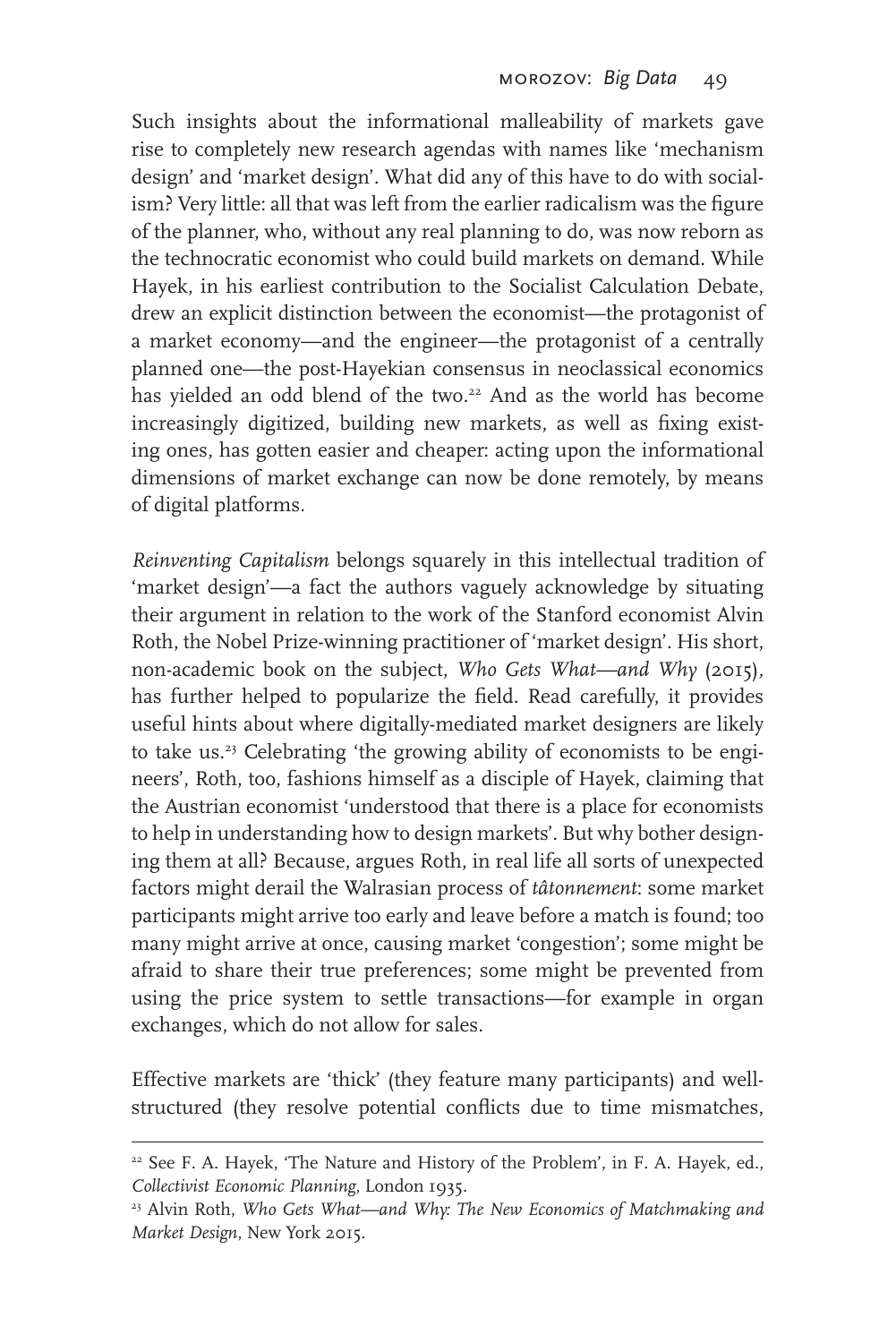Such insights about the informational malleability of markets gave rise to completely new research agendas with names like 'mechanism design' and 'market design'. What did any of this have to do with socialism? Very little: all that was left from the earlier radicalism was the figure of the planner, who, without any real planning to do, was now reborn as the technocratic economist who could build markets on demand. While Hayek, in his earliest contribution to the Socialist Calculation Debate, drew an explicit distinction between the economist—the protagonist of a market economy—and the engineer—the protagonist of a centrally planned one—the post-Hayekian consensus in neoclassical economics has yielded an odd blend of the two.[22] And as the world has become increasingly digitized, building new markets, as well as fixing existing ones, has gotten easier and cheaper: acting upon the informational dimensions of market exchange can now be done remotely, by means of digital platforms.

*Reinventing Capitalism* belongs squarely in this intellectual tradition of 'market design'—a fact the authors vaguely acknowledge by situating their argument in relation to the work of the Stanford economist Alvin Roth, the Nobel Prize-winning practitioner of 'market design'. His short, non-academic book on the subject, *Who Gets What—and Why* (2015), has further helped to popularize the field. Read carefully, it provides useful hints about where digitally-mediated market designers are likely to take us.[23] Celebrating 'the growing ability of economists to be engineers', Roth, too, fashions himself as a disciple of Hayek, claiming that the Austrian economist 'understood that there is a place for economists to help in understanding how to design markets'. But why bother designing them at all? Because, argues Roth, in real life all sorts of unexpected factors might derail the Walrasian process of *tâtonnement*: some market participants might arrive too early and leave before a match is found; too many might arrive at once, causing market 'congestion'; some might be afraid to share their true preferences; some might be prevented from using the price system to settle transactions—for example in organ exchanges, which do not allow for sales.

Effective markets are 'thick' (they feature many participants) and well-structured (they resolve potential conflicts due to time mismatches,

---

[22] See F. A. Hayek, 'The Nature and History of the Problem', in F. A. Hayek, ed., *Collectivist Economic Planning*, London 1935.

[23] Alvin Roth, *Who Gets What—and Why: The New Economics of Matchmaking and Market Design*, New York 2015.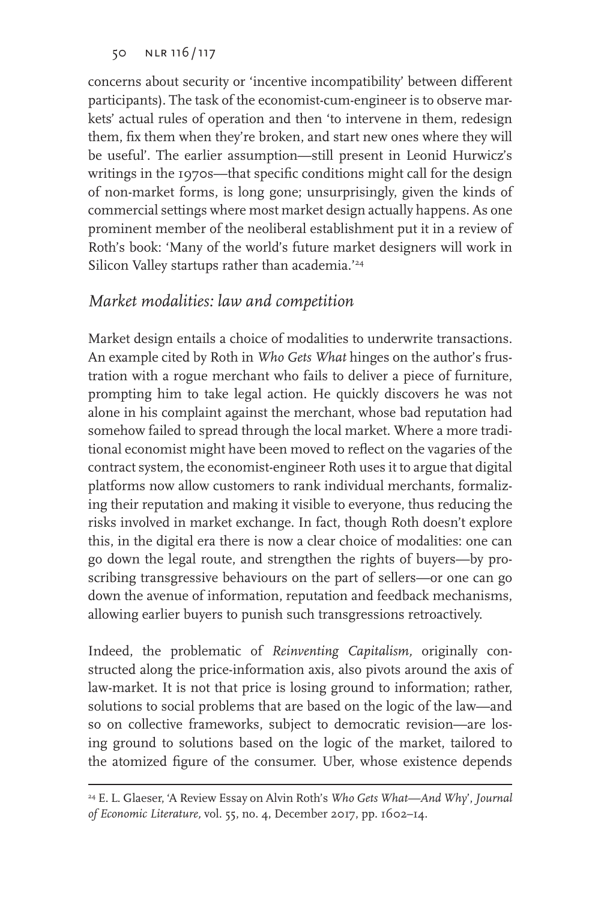concerns about security or 'incentive incompatibility' between different participants). The task of the economist-cum-engineer is to observe markets' actual rules of operation and then 'to intervene in them, redesign them, fix them when they're broken, and start new ones where they will be useful'. The earlier assumption—still present in Leonid Hurwicz's writings in the 1970s—that specific conditions might call for the design of non-market forms, is long gone; unsurprisingly, given the kinds of commercial settings where most market design actually happens. As one prominent member of the neoliberal establishment put it in a review of Roth's book: 'Many of the world's future market designers will work in Silicon Valley startups rather than academia.'[24]

## *Market modalities: law and competition*

Market design entails a choice of modalities to underwrite transactions. An example cited by Roth in *Who Gets What* hinges on the author's frustration with a rogue merchant who fails to deliver a piece of furniture, prompting him to take legal action. He quickly discovers he was not alone in his complaint against the merchant, whose bad reputation had somehow failed to spread through the local market. Where a more traditional economist might have been moved to reflect on the vagaries of the contract system, the economist-engineer Roth uses it to argue that digital platforms now allow customers to rank individual merchants, formalizing their reputation and making it visible to everyone, thus reducing the risks involved in market exchange. In fact, though Roth doesn't explore this, in the digital era there is now a clear choice of modalities: one can go down the legal route, and strengthen the rights of buyers—by proscribing transgressive behaviours on the part of sellers—or one can go down the avenue of information, reputation and feedback mechanisms, allowing earlier buyers to punish such transgressions retroactively.

Indeed, the problematic of *Reinventing Capitalism,* originally constructed along the price-information axis, also pivots around the axis of law-market. It is not that price is losing ground to information; rather, solutions to social problems that are based on the logic of the law—and so on collective frameworks, subject to democratic revision—are losing ground to solutions based on the logic of the market, tailored to the atomized figure of the consumer. Uber, whose existence depends

[24] E. L. Glaeser, 'A Review Essay on Alvin Roth's *Who Gets What—And Why*', *Journal of Economic Literature,* vol. 55, no. 4, December 2017, pp. 1602–14.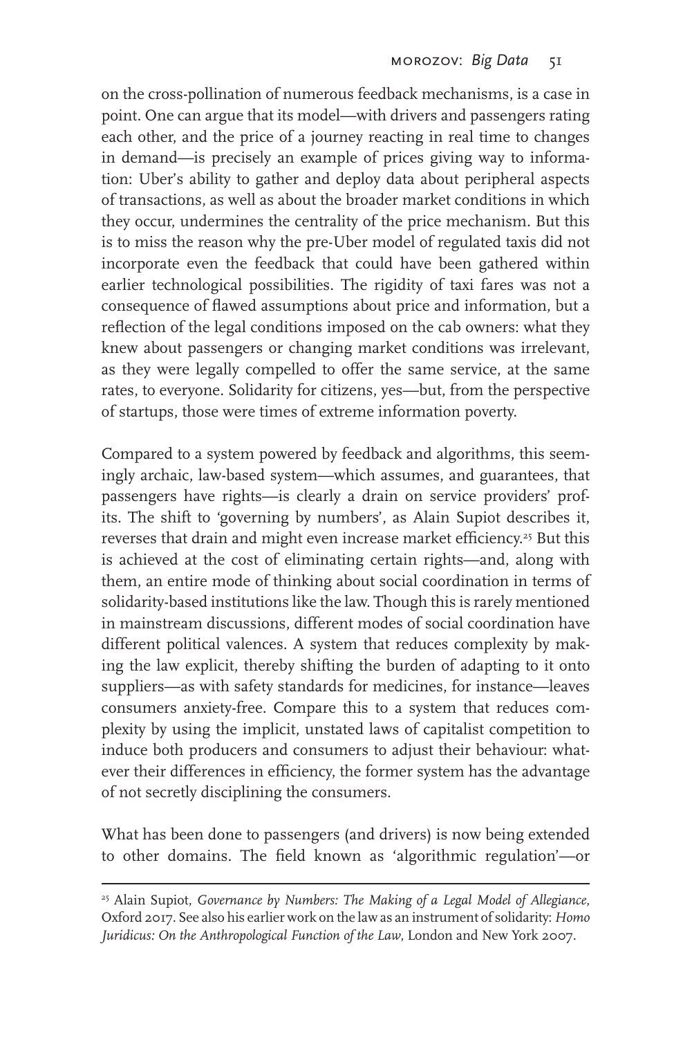on the cross-pollination of numerous feedback mechanisms, is a case in point. One can argue that its model—with drivers and passengers rating each other, and the price of a journey reacting in real time to changes in demand—is precisely an example of prices giving way to information: Uber's ability to gather and deploy data about peripheral aspects of transactions, as well as about the broader market conditions in which they occur, undermines the centrality of the price mechanism. But this is to miss the reason why the pre-Uber model of regulated taxis did not incorporate even the feedback that could have been gathered within earlier technological possibilities. The rigidity of taxi fares was not a consequence of flawed assumptions about price and information, but a reflection of the legal conditions imposed on the cab owners: what they knew about passengers or changing market conditions was irrelevant, as they were legally compelled to offer the same service, at the same rates, to everyone. Solidarity for citizens, yes—but, from the perspective of startups, those were times of extreme information poverty.

Compared to a system powered by feedback and algorithms, this seemingly archaic, law-based system—which assumes, and guarantees, that passengers have rights—is clearly a drain on service providers' profits. The shift to 'governing by numbers', as Alain Supiot describes it, reverses that drain and might even increase market efficiency.[25] But this is achieved at the cost of eliminating certain rights—and, along with them, an entire mode of thinking about social coordination in terms of solidarity-based institutions like the law. Though this is rarely mentioned in mainstream discussions, different modes of social coordination have different political valences. A system that reduces complexity by making the law explicit, thereby shifting the burden of adapting to it onto suppliers—as with safety standards for medicines, for instance—leaves consumers anxiety-free. Compare this to a system that reduces complexity by using the implicit, unstated laws of capitalist competition to induce both producers and consumers to adjust their behaviour: whatever their differences in efficiency, the former system has the advantage of not secretly disciplining the consumers.

What has been done to passengers (and drivers) is now being extended to other domains. The field known as 'algorithmic regulation'—or

---

[25] Alain Supiot, *Governance by Numbers: The Making of a Legal Model of Allegiance*, Oxford 2017. See also his earlier work on the law as an instrument of solidarity: *Homo Juridicus: On the Anthropological Function of the Law*, London and New York 2007.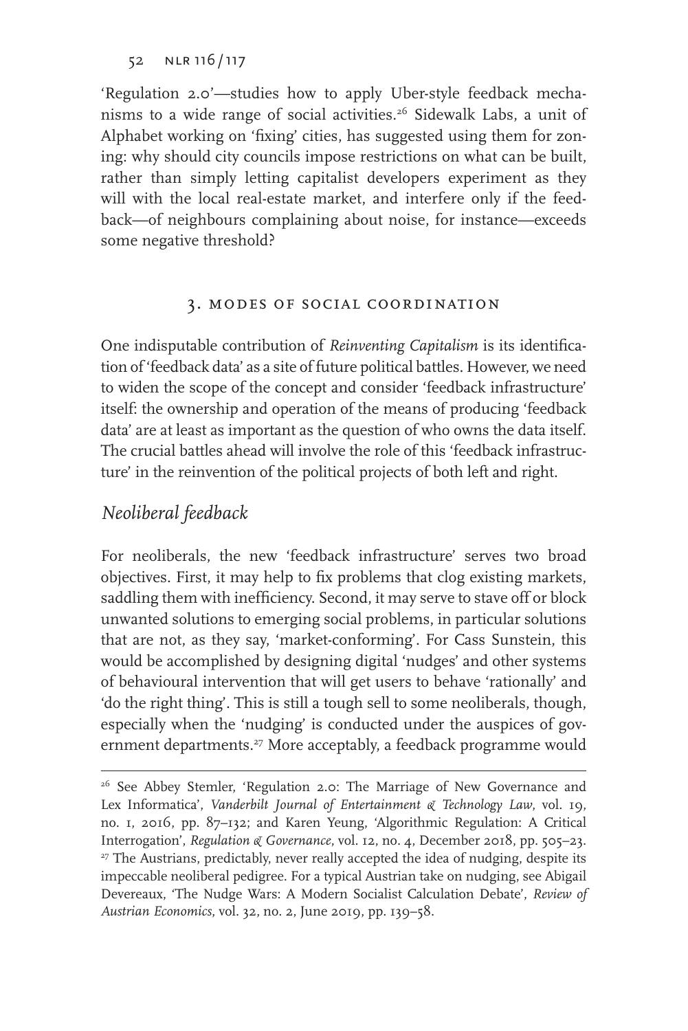'Regulation 2.0'—studies how to apply Uber-style feedback mechanisms to a wide range of social activities.[26] Sidewalk Labs, a unit of Alphabet working on 'fixing' cities, has suggested using them for zoning: why should city councils impose restrictions on what can be built, rather than simply letting capitalist developers experiment as they will with the local real-estate market, and interfere only if the feedback—of neighbours complaining about noise, for instance—exceeds some negative threshold?

## 3. modes of social coordination

One indisputable contribution of *Reinventing Capitalism* is its identification of 'feedback data' as a site of future political battles. However, we need to widen the scope of the concept and consider 'feedback infrastructure' itself: the ownership and operation of the means of producing 'feedback data' are at least as important as the question of who owns the data itself. The crucial battles ahead will involve the role of this 'feedback infrastructure' in the reinvention of the political projects of both left and right.

### *Neoliberal feedback*

For neoliberals, the new 'feedback infrastructure' serves two broad objectives. First, it may help to fix problems that clog existing markets, saddling them with inefficiency. Second, it may serve to stave off or block unwanted solutions to emerging social problems, in particular solutions that are not, as they say, 'market-conforming'. For Cass Sunstein, this would be accomplished by designing digital 'nudges' and other systems of behavioural intervention that will get users to behave 'rationally' and 'do the right thing'. This is still a tough sell to some neoliberals, though, especially when the 'nudging' is conducted under the auspices of government departments.[27] More acceptably, a feedback programme would

---

[26] See Abbey Stemler, 'Regulation 2.0: The Marriage of New Governance and Lex Informatica', *Vanderbilt Journal of Entertainment & Technology Law*, vol. 19, no. 1, 2016, pp. 87–132; and Karen Yeung, 'Algorithmic Regulation: A Critical Interrogation', *Regulation & Governance*, vol. 12, no. 4, December 2018, pp. 505–23.

[27] The Austrians, predictably, never really accepted the idea of nudging, despite its impeccable neoliberal pedigree. For a typical Austrian take on nudging, see Abigail Devereaux, 'The Nudge Wars: A Modern Socialist Calculation Debate', *Review of Austrian Economics*, vol. 32, no. 2, June 2019, pp. 139–58.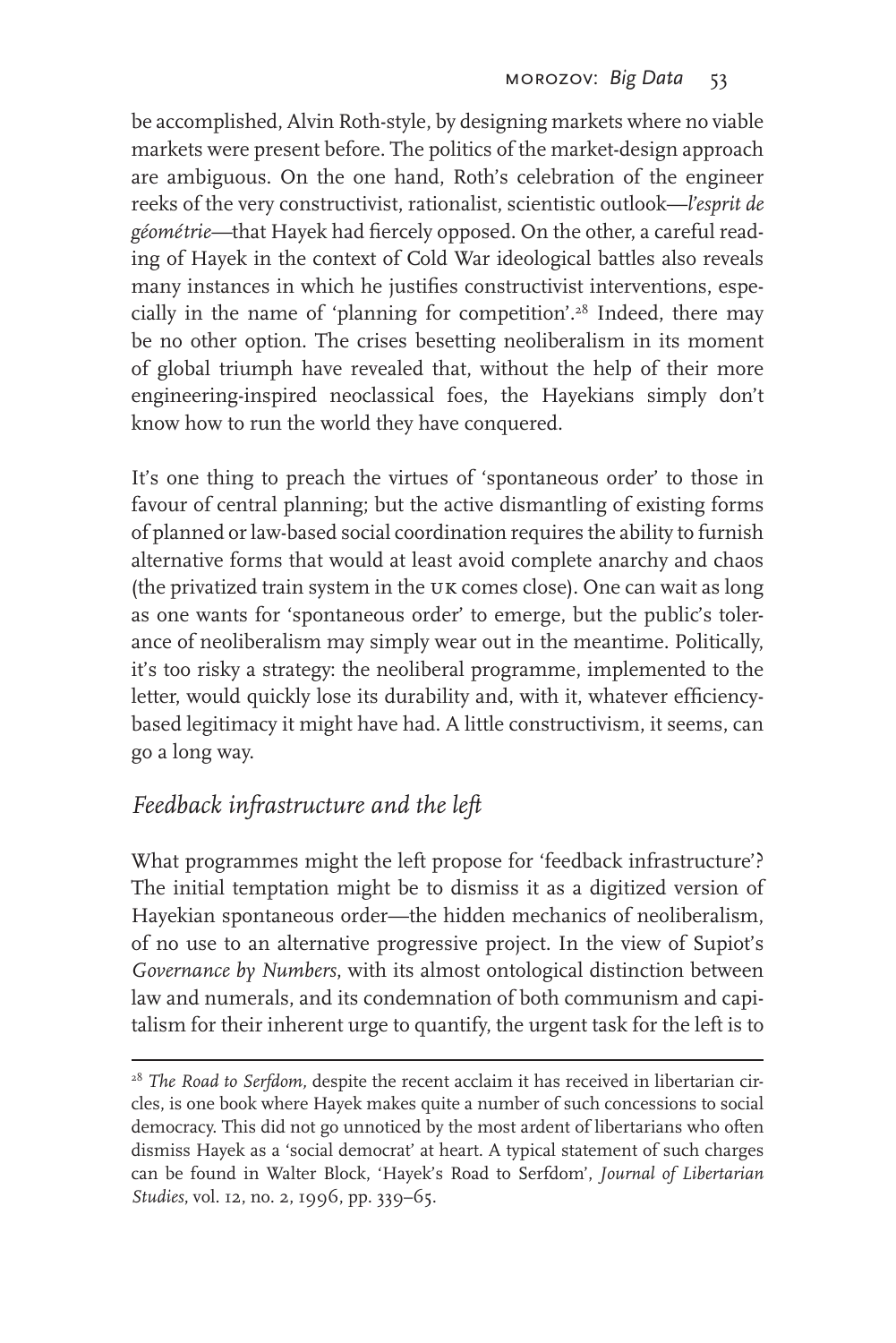be accomplished, Alvin Roth-style, by designing markets where no viable markets were present before. The politics of the market-design approach are ambiguous. On the one hand, Roth's celebration of the engineer reeks of the very constructivist, rationalist, scientistic outlook—*l'esprit de géométrie*—that Hayek had fiercely opposed. On the other, a careful reading of Hayek in the context of Cold War ideological battles also reveals many instances in which he justifies constructivist interventions, especially in the name of 'planning for competition'.[28] Indeed, there may be no other option. The crises besetting neoliberalism in its moment of global triumph have revealed that, without the help of their more engineering-inspired neoclassical foes, the Hayekians simply don't know how to run the world they have conquered.

It's one thing to preach the virtues of 'spontaneous order' to those in favour of central planning; but the active dismantling of existing forms of planned or law-based social coordination requires the ability to furnish alternative forms that would at least avoid complete anarchy and chaos (the privatized train system in the UK comes close). One can wait as long as one wants for 'spontaneous order' to emerge, but the public's tolerance of neoliberalism may simply wear out in the meantime. Politically, it's too risky a strategy: the neoliberal programme, implemented to the letter, would quickly lose its durability and, with it, whatever efficiency-based legitimacy it might have had. A little constructivism, it seems, can go a long way.

## *Feedback infrastructure and the left*

What programmes might the left propose for 'feedback infrastructure'? The initial temptation might be to dismiss it as a digitized version of Hayekian spontaneous order—the hidden mechanics of neoliberalism, of no use to an alternative progressive project. In the view of Supiot's *Governance by Numbers*, with its almost ontological distinction between law and numerals, and its condemnation of both communism and capitalism for their inherent urge to quantify, the urgent task for the left is to

[28] *The Road to Serfdom*, despite the recent acclaim it has received in libertarian circles, is one book where Hayek makes quite a number of such concessions to social democracy. This did not go unnoticed by the most ardent of libertarians who often dismiss Hayek as a 'social democrat' at heart. A typical statement of such charges can be found in Walter Block, 'Hayek's Road to Serfdom', *Journal of Libertarian Studies*, vol. 12, no. 2, 1996, pp. 339–65.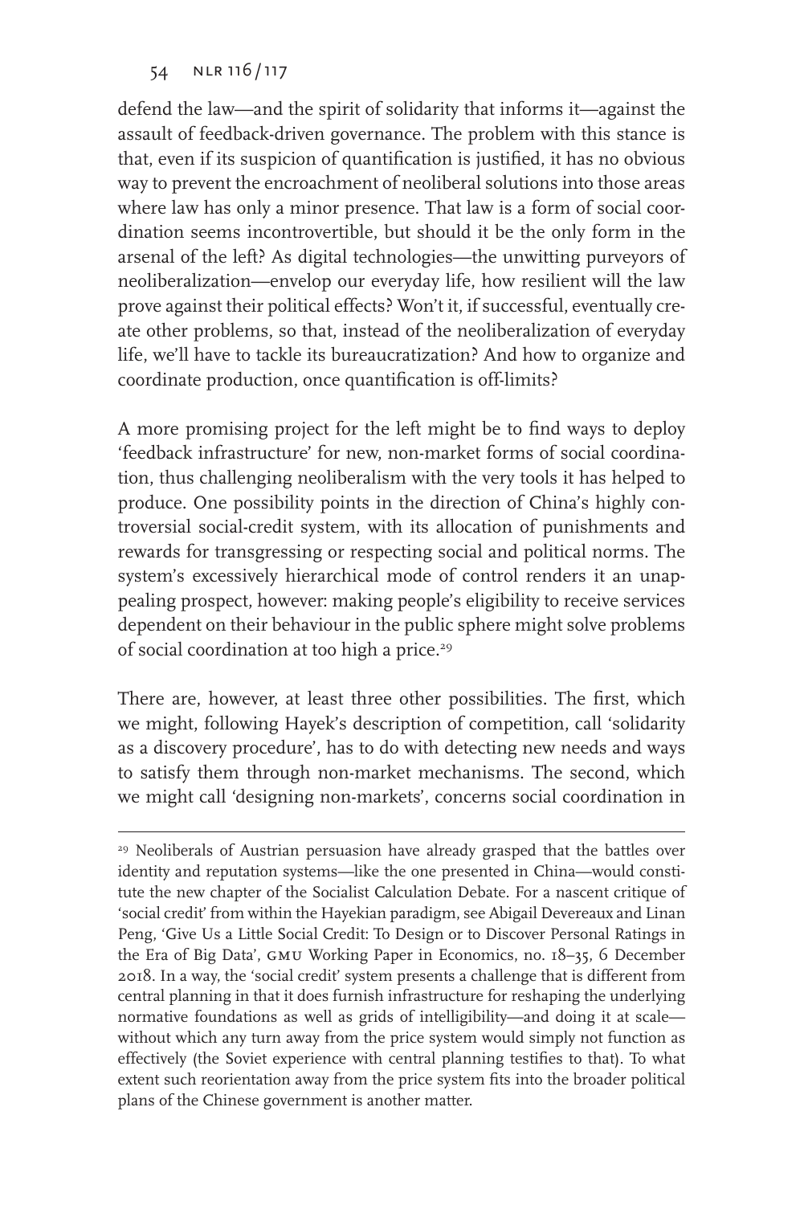defend the law—and the spirit of solidarity that informs it—against the assault of feedback-driven governance. The problem with this stance is that, even if its suspicion of quantification is justified, it has no obvious way to prevent the encroachment of neoliberal solutions into those areas where law has only a minor presence. That law is a form of social coordination seems incontrovertible, but should it be the only form in the arsenal of the left? As digital technologies—the unwitting purveyors of neoliberalization—envelop our everyday life, how resilient will the law prove against their political effects? Won't it, if successful, eventually create other problems, so that, instead of the neoliberalization of everyday life, we'll have to tackle its bureaucratization? And how to organize and coordinate production, once quantification is off-limits?

A more promising project for the left might be to find ways to deploy 'feedback infrastructure' for new, non-market forms of social coordination, thus challenging neoliberalism with the very tools it has helped to produce. One possibility points in the direction of China's highly controversial social-credit system, with its allocation of punishments and rewards for transgressing or respecting social and political norms. The system's excessively hierarchical mode of control renders it an unappealing prospect, however: making people's eligibility to receive services dependent on their behaviour in the public sphere might solve problems of social coordination at too high a price.[29]

There are, however, at least three other possibilities. The first, which we might, following Hayek's description of competition, call 'solidarity as a discovery procedure', has to do with detecting new needs and ways to satisfy them through non-market mechanisms. The second, which we might call 'designing non-markets', concerns social coordination in

---

[29] Neoliberals of Austrian persuasion have already grasped that the battles over identity and reputation systems—like the one presented in China—would constitute the new chapter of the Socialist Calculation Debate. For a nascent critique of 'social credit' from within the Hayekian paradigm, see Abigail Devereaux and Linan Peng, 'Give Us a Little Social Credit: To Design or to Discover Personal Ratings in the Era of Big Data', GMU Working Paper in Economics, no. 18–35, 6 December 2018. In a way, the 'social credit' system presents a challenge that is different from central planning in that it does furnish infrastructure for reshaping the underlying normative foundations as well as grids of intelligibility—and doing it at scale—without which any turn away from the price system would simply not function as effectively (the Soviet experience with central planning testifies to that). To what extent such reorientation away from the price system fits into the broader political plans of the Chinese government is another matter.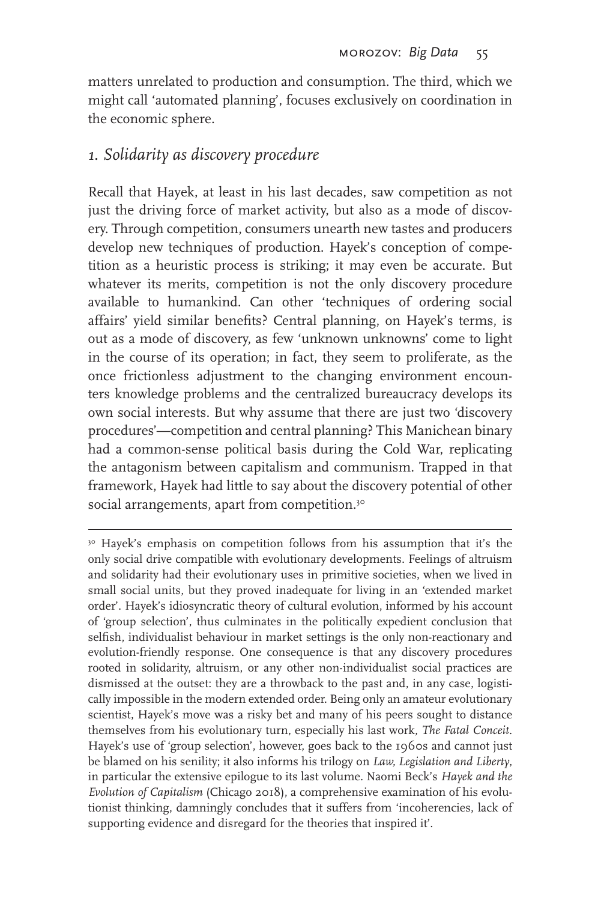matters unrelated to production and consumption. The third, which we might call 'automated planning', focuses exclusively on coordination in the economic sphere.

## *1. Solidarity as discovery procedure*

Recall that Hayek, at least in his last decades, saw competition as not just the driving force of market activity, but also as a mode of discovery. Through competition, consumers unearth new tastes and producers develop new techniques of production. Hayek's conception of competition as a heuristic process is striking; it may even be accurate. But whatever its merits, competition is not the only discovery procedure available to humankind. Can other 'techniques of ordering social affairs' yield similar benefits? Central planning, on Hayek's terms, is out as a mode of discovery, as few 'unknown unknowns' come to light in the course of its operation; in fact, they seem to proliferate, as the once frictionless adjustment to the changing environment encounters knowledge problems and the centralized bureaucracy develops its own social interests. But why assume that there are just two 'discovery procedures'—competition and central planning? This Manichean binary had a common-sense political basis during the Cold War, replicating the antagonism between capitalism and communism. Trapped in that framework, Hayek had little to say about the discovery potential of other social arrangements, apart from competition.[30]

[30] Hayek's emphasis on competition follows from his assumption that it's the only social drive compatible with evolutionary developments. Feelings of altruism and solidarity had their evolutionary uses in primitive societies, when we lived in small social units, but they proved inadequate for living in an 'extended market order'. Hayek's idiosyncratic theory of cultural evolution, informed by his account of 'group selection', thus culminates in the politically expedient conclusion that selfish, individualist behaviour in market settings is the only non-reactionary and evolution-friendly response. One consequence is that any discovery procedures rooted in solidarity, altruism, or any other non-individualist social practices are dismissed at the outset: they are a throwback to the past and, in any case, logistically impossible in the modern extended order. Being only an amateur evolutionary scientist, Hayek's move was a risky bet and many of his peers sought to distance themselves from his evolutionary turn, especially his last work, *The Fatal Conceit*. Hayek's use of 'group selection', however, goes back to the 1960s and cannot just be blamed on his senility; it also informs his trilogy on *Law, Legislation and Liberty*, in particular the extensive epilogue to its last volume. Naomi Beck's *Hayek and the Evolution of Capitalism* (Chicago 2018), a comprehensive examination of his evolutionist thinking, damningly concludes that it suffers from 'incoherencies, lack of supporting evidence and disregard for the theories that inspired it'.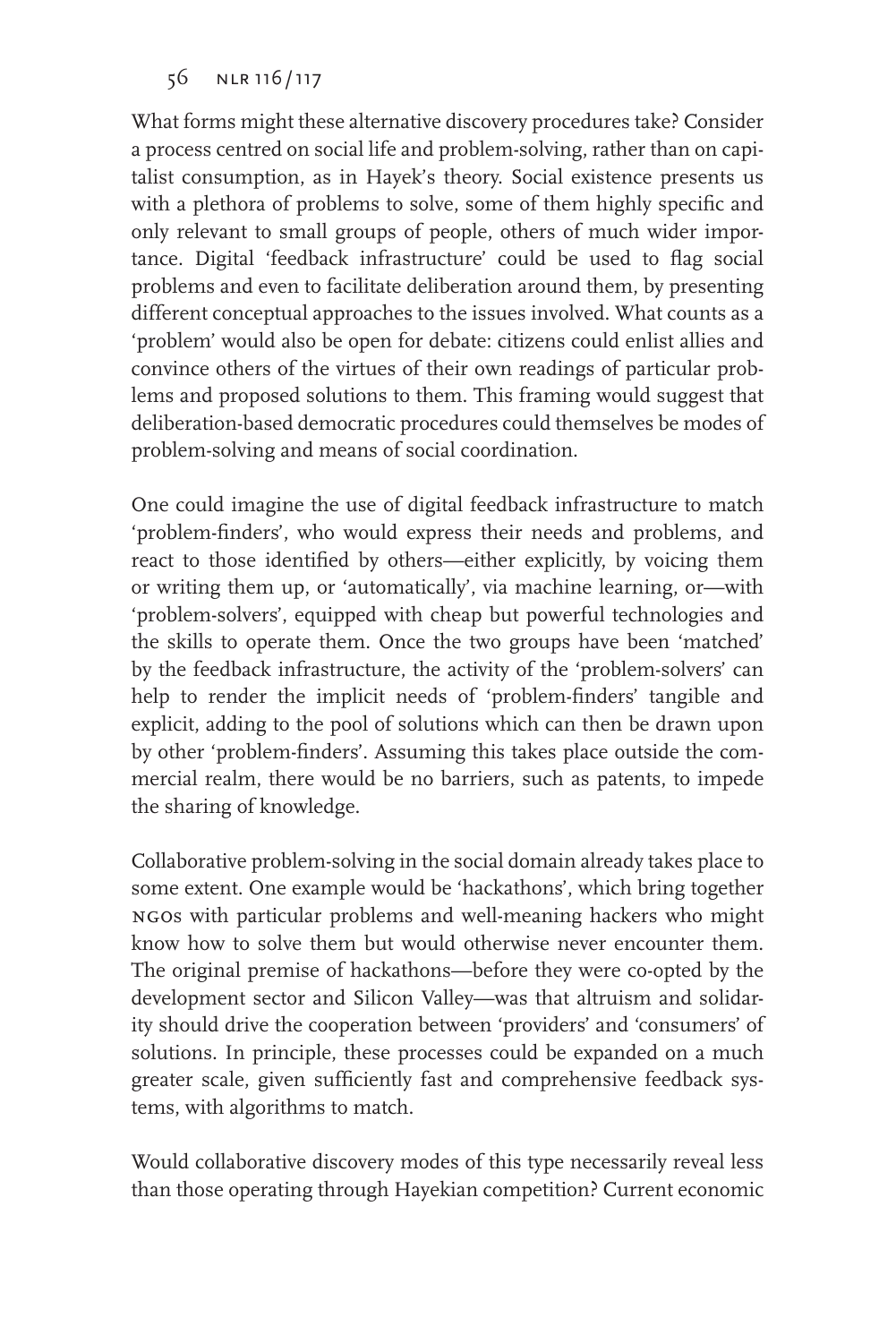What forms might these alternative discovery procedures take? Consider a process centred on social life and problem-solving, rather than on capitalist consumption, as in Hayek's theory. Social existence presents us with a plethora of problems to solve, some of them highly specific and only relevant to small groups of people, others of much wider importance. Digital 'feedback infrastructure' could be used to flag social problems and even to facilitate deliberation around them, by presenting different conceptual approaches to the issues involved. What counts as a 'problem' would also be open for debate: citizens could enlist allies and convince others of the virtues of their own readings of particular problems and proposed solutions to them. This framing would suggest that deliberation-based democratic procedures could themselves be modes of problem-solving and means of social coordination.

One could imagine the use of digital feedback infrastructure to match 'problem-finders', who would express their needs and problems, and react to those identified by others—either explicitly, by voicing them or writing them up, or 'automatically', via machine learning, or—with 'problem-solvers', equipped with cheap but powerful technologies and the skills to operate them. Once the two groups have been 'matched' by the feedback infrastructure, the activity of the 'problem-solvers' can help to render the implicit needs of 'problem-finders' tangible and explicit, adding to the pool of solutions which can then be drawn upon by other 'problem-finders'. Assuming this takes place outside the commercial realm, there would be no barriers, such as patents, to impede the sharing of knowledge.

Collaborative problem-solving in the social domain already takes place to some extent. One example would be 'hackathons', which bring together NGOs with particular problems and well-meaning hackers who might know how to solve them but would otherwise never encounter them. The original premise of hackathons—before they were co-opted by the development sector and Silicon Valley—was that altruism and solidarity should drive the cooperation between 'providers' and 'consumers' of solutions. In principle, these processes could be expanded on a much greater scale, given sufficiently fast and comprehensive feedback systems, with algorithms to match.

Would collaborative discovery modes of this type necessarily reveal less than those operating through Hayekian competition? Current economic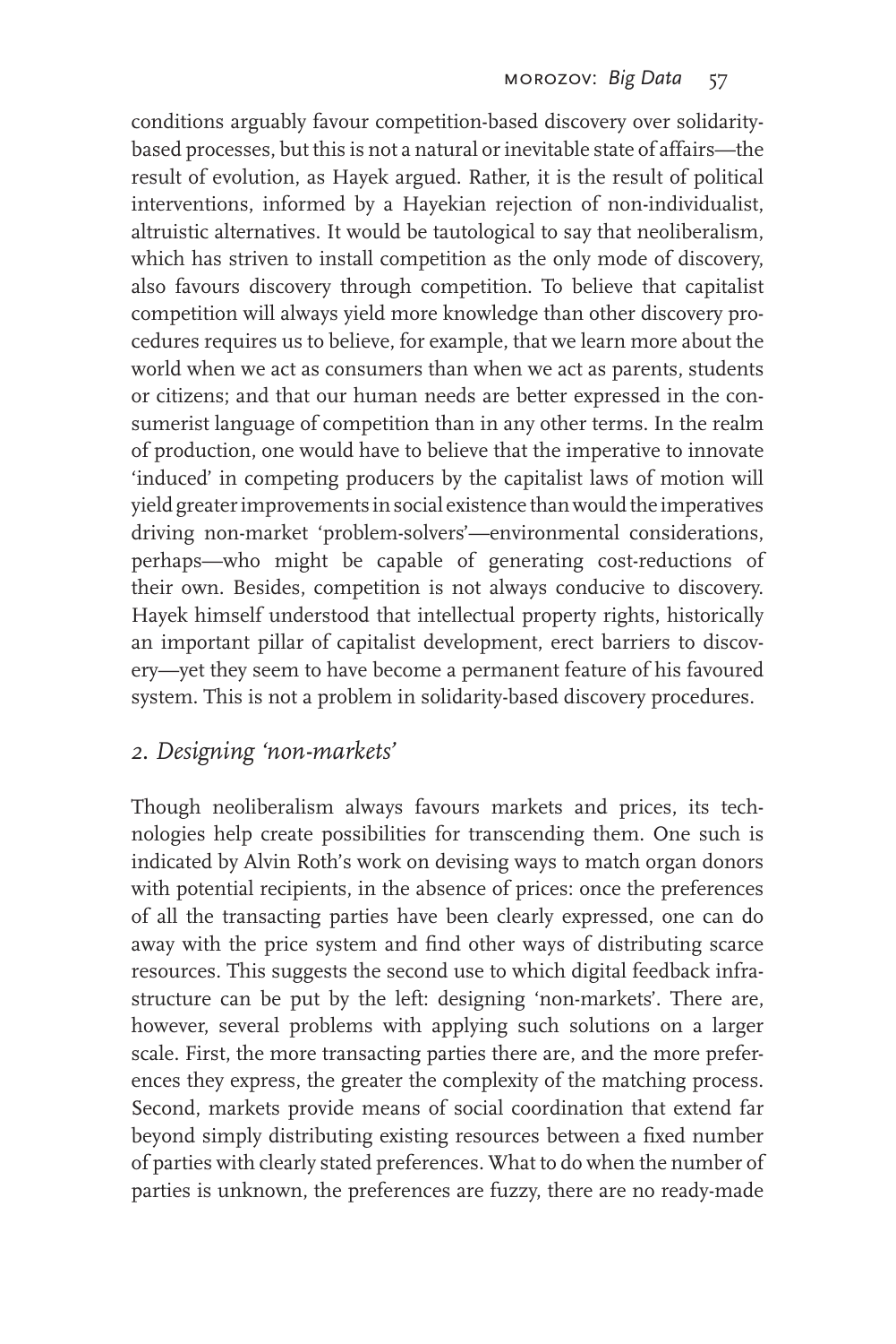conditions arguably favour competition-based discovery over solidarity-based processes, but this is not a natural or inevitable state of affairs—the result of evolution, as Hayek argued. Rather, it is the result of political interventions, informed by a Hayekian rejection of non-individualist, altruistic alternatives. It would be tautological to say that neoliberalism, which has striven to install competition as the only mode of discovery, also favours discovery through competition. To believe that capitalist competition will always yield more knowledge than other discovery procedures requires us to believe, for example, that we learn more about the world when we act as consumers than when we act as parents, students or citizens; and that our human needs are better expressed in the consumerist language of competition than in any other terms. In the realm of production, one would have to believe that the imperative to innovate 'induced' in competing producers by the capitalist laws of motion will yield greater improvements in social existence than would the imperatives driving non-market 'problem-solvers'—environmental considerations, perhaps—who might be capable of generating cost-reductions of their own. Besides, competition is not always conducive to discovery. Hayek himself understood that intellectual property rights, historically an important pillar of capitalist development, erect barriers to discovery—yet they seem to have become a permanent feature of his favoured system. This is not a problem in solidarity-based discovery procedures.

## *2. Designing 'non-markets'*

Though neoliberalism always favours markets and prices, its technologies help create possibilities for transcending them. One such is indicated by Alvin Roth's work on devising ways to match organ donors with potential recipients, in the absence of prices: once the preferences of all the transacting parties have been clearly expressed, one can do away with the price system and find other ways of distributing scarce resources. This suggests the second use to which digital feedback infrastructure can be put by the left: designing 'non-markets'. There are, however, several problems with applying such solutions on a larger scale. First, the more transacting parties there are, and the more preferences they express, the greater the complexity of the matching process. Second, markets provide means of social coordination that extend far beyond simply distributing existing resources between a fixed number of parties with clearly stated preferences. What to do when the number of parties is unknown, the preferences are fuzzy, there are no ready-made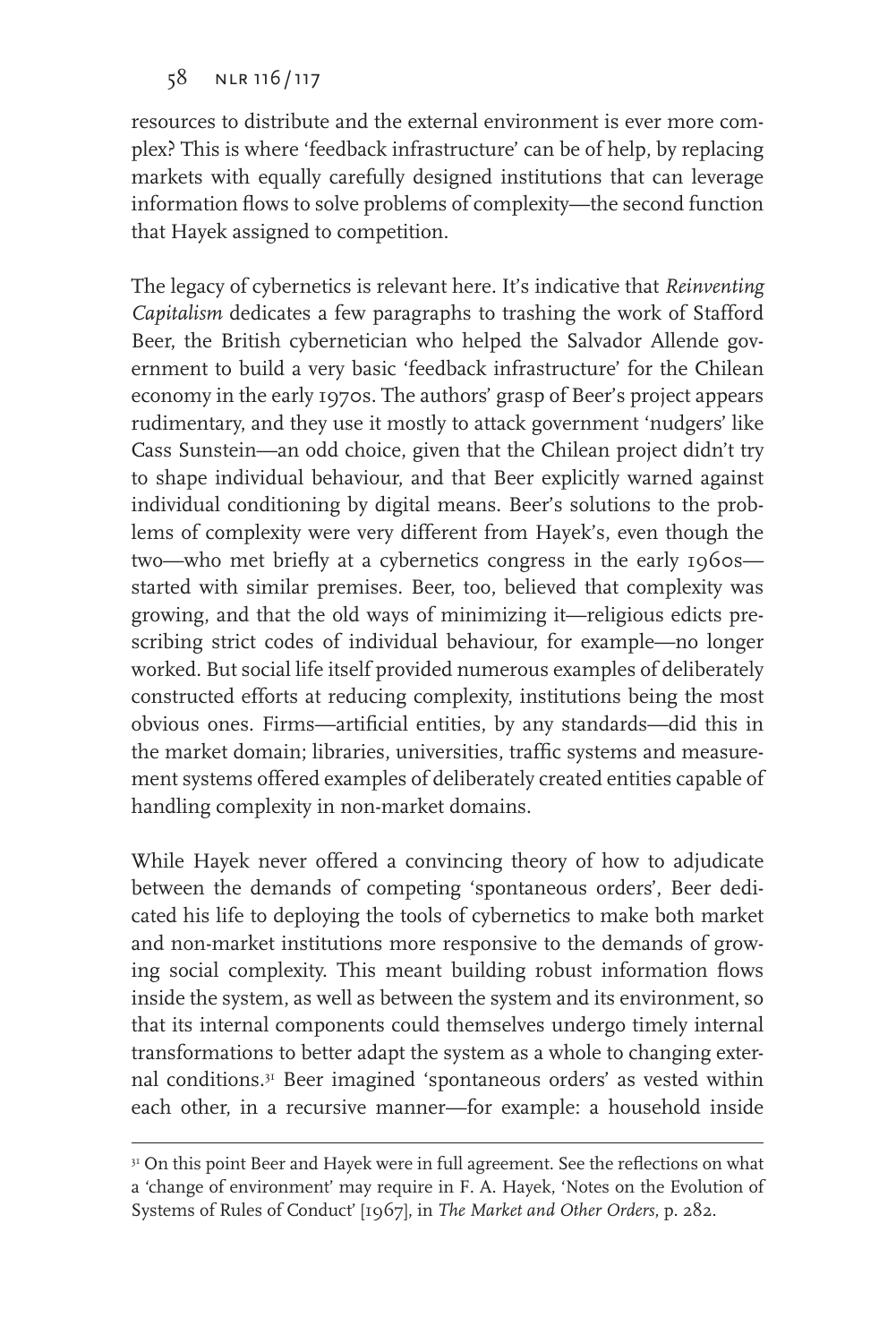resources to distribute and the external environment is ever more complex? This is where 'feedback infrastructure' can be of help, by replacing markets with equally carefully designed institutions that can leverage information flows to solve problems of complexity—the second function that Hayek assigned to competition.

The legacy of cybernetics is relevant here. It's indicative that *Reinventing Capitalism* dedicates a few paragraphs to trashing the work of Stafford Beer, the British cybernetician who helped the Salvador Allende government to build a very basic 'feedback infrastructure' for the Chilean economy in the early 1970s. The authors' grasp of Beer's project appears rudimentary, and they use it mostly to attack government 'nudgers' like Cass Sunstein—an odd choice, given that the Chilean project didn't try to shape individual behaviour, and that Beer explicitly warned against individual conditioning by digital means. Beer's solutions to the problems of complexity were very different from Hayek's, even though the two—who met briefly at a cybernetics congress in the early 1960s—started with similar premises. Beer, too, believed that complexity was growing, and that the old ways of minimizing it—religious edicts prescribing strict codes of individual behaviour, for example—no longer worked. But social life itself provided numerous examples of deliberately constructed efforts at reducing complexity, institutions being the most obvious ones. Firms—artificial entities, by any standards—did this in the market domain; libraries, universities, traffic systems and measurement systems offered examples of deliberately created entities capable of handling complexity in non-market domains.

While Hayek never offered a convincing theory of how to adjudicate between the demands of competing 'spontaneous orders', Beer dedicated his life to deploying the tools of cybernetics to make both market and non-market institutions more responsive to the demands of growing social complexity. This meant building robust information flows inside the system, as well as between the system and its environment, so that its internal components could themselves undergo timely internal transformations to better adapt the system as a whole to changing external conditions.[31] Beer imagined 'spontaneous orders' as vested within each other, in a recursive manner—for example: a household inside

[31] On this point Beer and Hayek were in full agreement. See the reflections on what a 'change of environment' may require in F. A. Hayek, 'Notes on the Evolution of Systems of Rules of Conduct' [1967], in *The Market and Other Orders*, p. 282.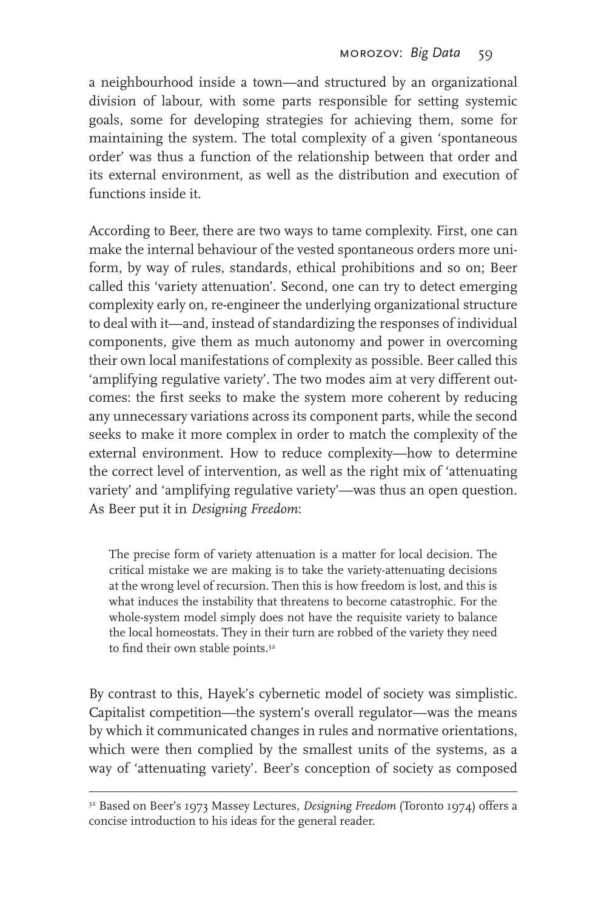a neighbourhood inside a town—and structured by an organizational division of labour, with some parts responsible for setting systemic goals, some for developing strategies for achieving them, some for maintaining the system. The total complexity of a given 'spontaneous order' was thus a function of the relationship between that order and its external environment, as well as the distribution and execution of functions inside it.

According to Beer, there are two ways to tame complexity. First, one can make the internal behaviour of the vested spontaneous orders more uniform, by way of rules, standards, ethical prohibitions and so on; Beer called this 'variety attenuation'. Second, one can try to detect emerging complexity early on, re-engineer the underlying organizational structure to deal with it—and, instead of standardizing the responses of individual components, give them as much autonomy and power in overcoming their own local manifestations of complexity as possible. Beer called this 'amplifying regulative variety'. The two modes aim at very different outcomes: the first seeks to make the system more coherent by reducing any unnecessary variations across its component parts, while the second seeks to make it more complex in order to match the complexity of the external environment. How to reduce complexity—how to determine the correct level of intervention, as well as the right mix of 'attenuating variety' and 'amplifying regulative variety'—was thus an open question. As Beer put it in *Designing Freedom*:

> The precise form of variety attenuation is a matter for local decision. The critical mistake we are making is to take the variety-attenuating decisions at the wrong level of recursion. Then this is how freedom is lost, and this is what induces the instability that threatens to become catastrophic. For the whole-system model simply does not have the requisite variety to balance the local homeostats. They in their turn are robbed of the variety they need to find their own stable points.[32]

By contrast to this, Hayek's cybernetic model of society was simplistic. Capitalist competition—the system's overall regulator—was the means by which it communicated changes in rules and normative orientations, which were then complied by the smallest units of the systems, as a way of 'attenuating variety'. Beer's conception of society as composed

---

[32] Based on Beer's 1973 Massey Lectures, *Designing Freedom* (Toronto 1974) offers a concise introduction to his ideas for the general reader.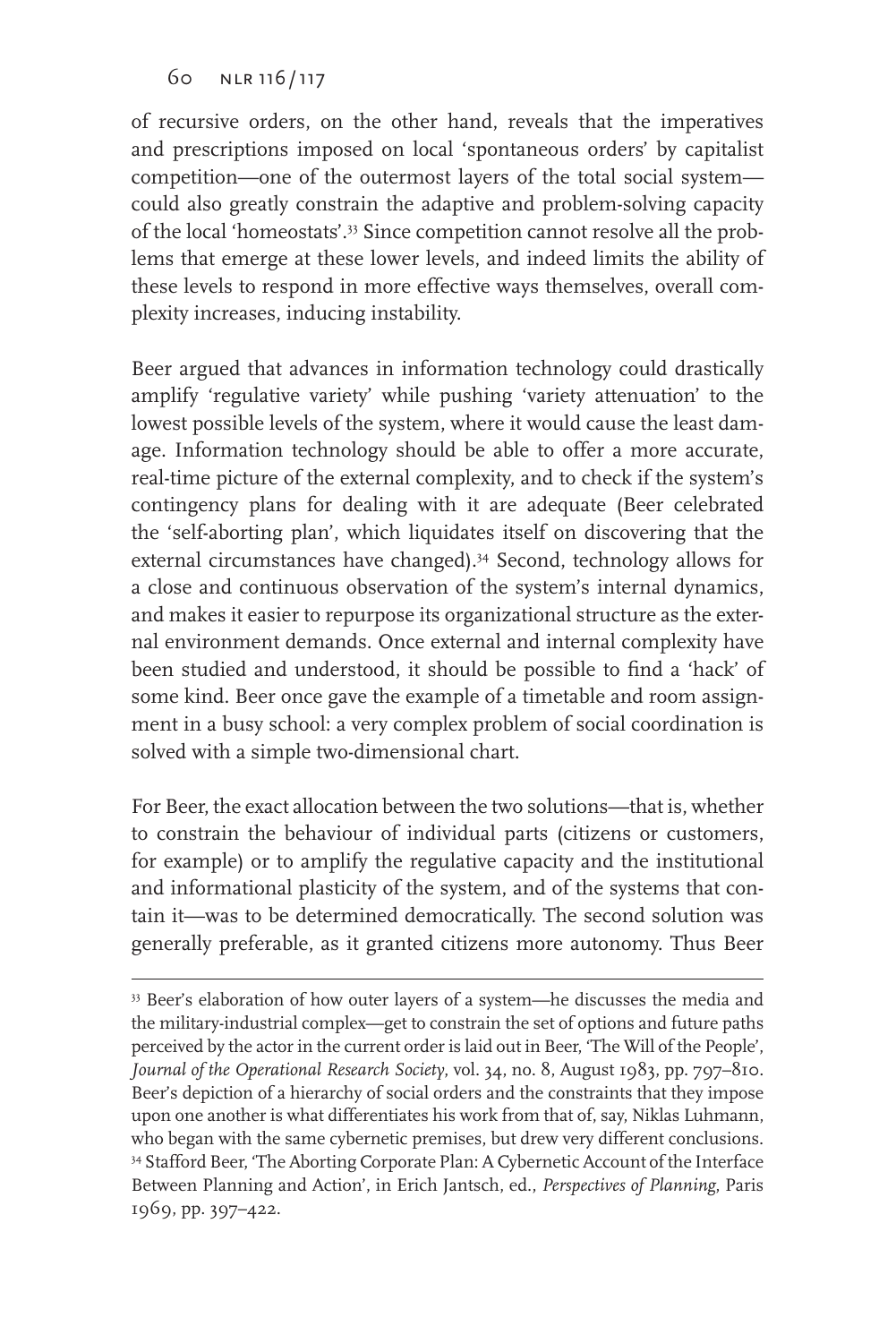of recursive orders, on the other hand, reveals that the imperatives and prescriptions imposed on local 'spontaneous orders' by capitalist competition—one of the outermost layers of the total social system—could also greatly constrain the adaptive and problem-solving capacity of the local 'homeostats'.[33] Since competition cannot resolve all the problems that emerge at these lower levels, and indeed limits the ability of these levels to respond in more effective ways themselves, overall complexity increases, inducing instability.

Beer argued that advances in information technology could drastically amplify 'regulative variety' while pushing 'variety attenuation' to the lowest possible levels of the system, where it would cause the least damage. Information technology should be able to offer a more accurate, real-time picture of the external complexity, and to check if the system's contingency plans for dealing with it are adequate (Beer celebrated the 'self-aborting plan', which liquidates itself on discovering that the external circumstances have changed).[34] Second, technology allows for a close and continuous observation of the system's internal dynamics, and makes it easier to repurpose its organizational structure as the external environment demands. Once external and internal complexity have been studied and understood, it should be possible to find a 'hack' of some kind. Beer once gave the example of a timetable and room assignment in a busy school: a very complex problem of social coordination is solved with a simple two-dimensional chart.

For Beer, the exact allocation between the two solutions—that is, whether to constrain the behaviour of individual parts (citizens or customers, for example) or to amplify the regulative capacity and the institutional and informational plasticity of the system, and of the systems that contain it—was to be determined democratically. The second solution was generally preferable, as it granted citizens more autonomy. Thus Beer

---

[33] Beer's elaboration of how outer layers of a system—he discusses the media and the military-industrial complex—get to constrain the set of options and future paths perceived by the actor in the current order is laid out in Beer, 'The Will of the People', *Journal of the Operational Research Society*, vol. 34, no. 8, August 1983, pp. 797–810. Beer's depiction of a hierarchy of social orders and the constraints that they impose upon one another is what differentiates his work from that of, say, Niklas Luhmann, who began with the same cybernetic premises, but drew very different conclusions.

[34] Stafford Beer, 'The Aborting Corporate Plan: A Cybernetic Account of the Interface Between Planning and Action', in Erich Jantsch, ed., *Perspectives of Planning*, Paris 1969, pp. 397–422.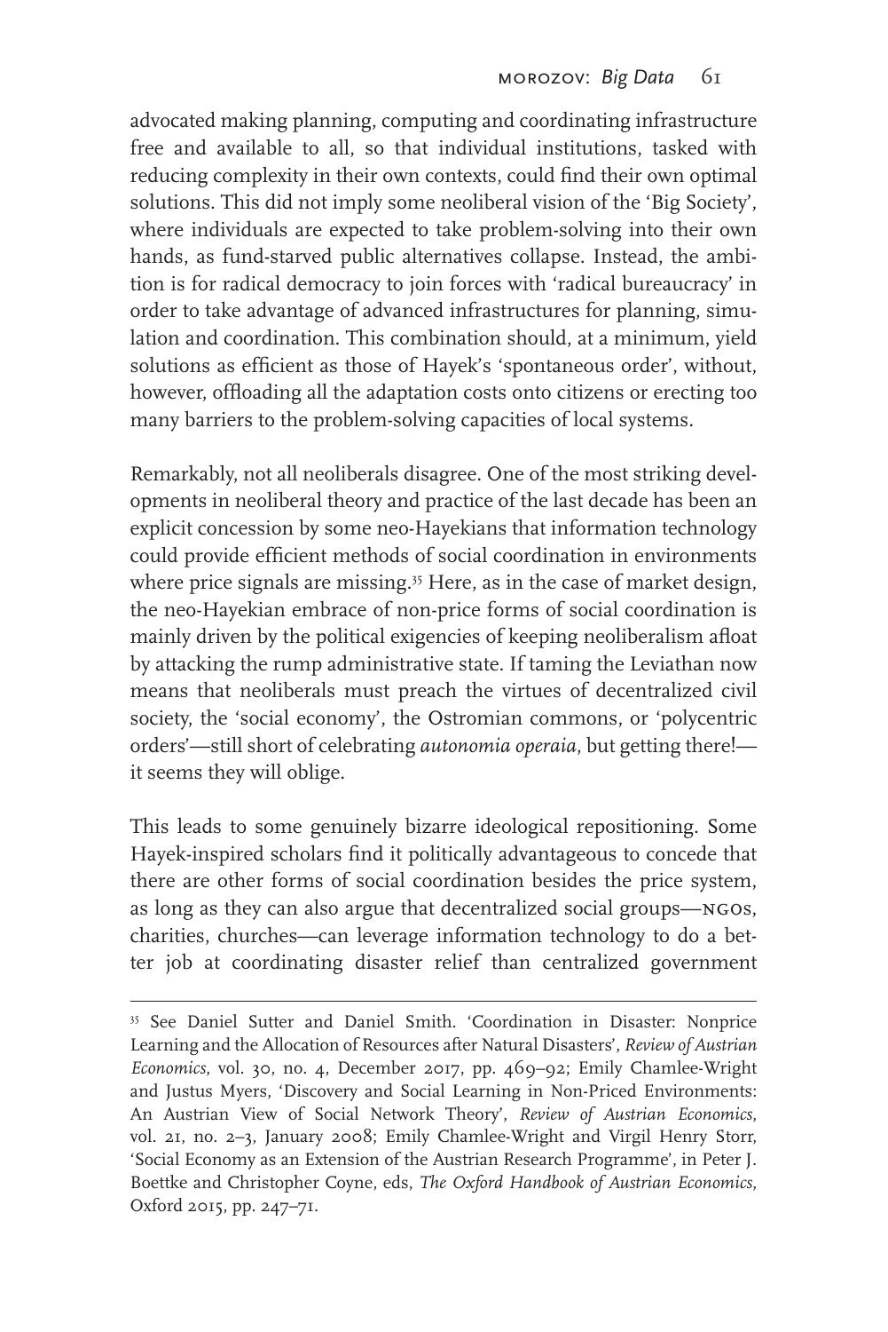advocated making planning, computing and coordinating infrastructure free and available to all, so that individual institutions, tasked with reducing complexity in their own contexts, could find their own optimal solutions. This did not imply some neoliberal vision of the 'Big Society', where individuals are expected to take problem-solving into their own hands, as fund-starved public alternatives collapse. Instead, the ambition is for radical democracy to join forces with 'radical bureaucracy' in order to take advantage of advanced infrastructures for planning, simulation and coordination. This combination should, at a minimum, yield solutions as efficient as those of Hayek's 'spontaneous order', without, however, offloading all the adaptation costs onto citizens or erecting too many barriers to the problem-solving capacities of local systems.

Remarkably, not all neoliberals disagree. One of the most striking developments in neoliberal theory and practice of the last decade has been an explicit concession by some neo-Hayekians that information technology could provide efficient methods of social coordination in environments where price signals are missing.[35] Here, as in the case of market design, the neo-Hayekian embrace of non-price forms of social coordination is mainly driven by the political exigencies of keeping neoliberalism afloat by attacking the rump administrative state. If taming the Leviathan now means that neoliberals must preach the virtues of decentralized civil society, the 'social economy', the Ostromian commons, or 'polycentric orders'—still short of celebrating *autonomia operaia*, but getting there!—it seems they will oblige.

This leads to some genuinely bizarre ideological repositioning. Some Hayek-inspired scholars find it politically advantageous to concede that there are other forms of social coordination besides the price system, as long as they can also argue that decentralized social groups—NGOs, charities, churches—can leverage information technology to do a better job at coordinating disaster relief than centralized government

---

[35] See Daniel Sutter and Daniel Smith. 'Coordination in Disaster: Nonprice Learning and the Allocation of Resources after Natural Disasters', *Review of Austrian Economics*, vol. 30, no. 4, December 2017, pp. 469–92; Emily Chamlee-Wright and Justus Myers, 'Discovery and Social Learning in Non-Priced Environments: An Austrian View of Social Network Theory', *Review of Austrian Economics*, vol. 21, no. 2–3, January 2008; Emily Chamlee-Wright and Virgil Henry Storr, 'Social Economy as an Extension of the Austrian Research Programme', in Peter J. Boettke and Christopher Coyne, eds, *The Oxford Handbook of Austrian Economics*, Oxford 2015, pp. 247–71.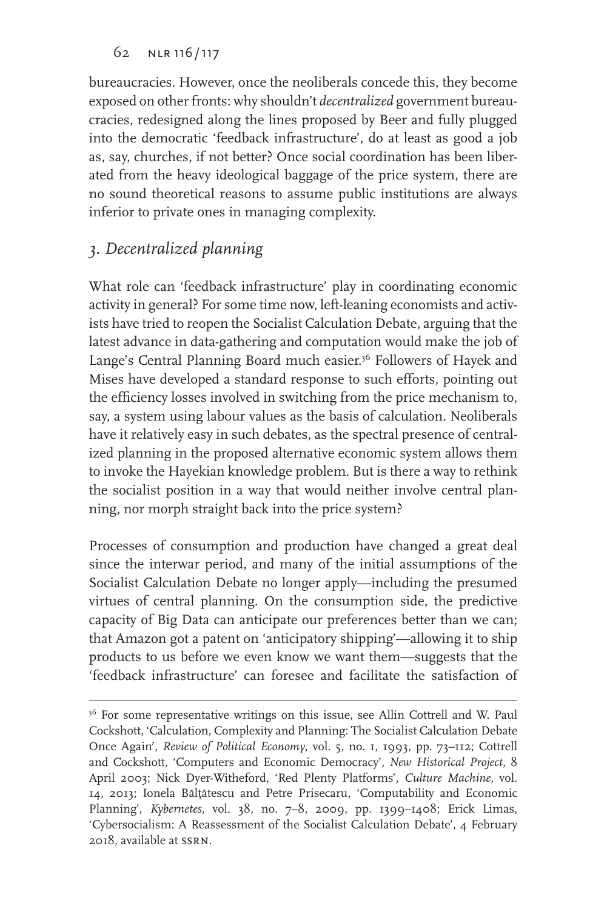bureaucracies. However, once the neoliberals concede this, they become exposed on other fronts: why shouldn't *decentralized* government bureaucracies, redesigned along the lines proposed by Beer and fully plugged into the democratic 'feedback infrastructure', do at least as good a job as, say, churches, if not better? Once social coordination has been liberated from the heavy ideological baggage of the price system, there are no sound theoretical reasons to assume public institutions are always inferior to private ones in managing complexity.

### *3. Decentralized planning*

What role can 'feedback infrastructure' play in coordinating economic activity in general? For some time now, left-leaning economists and activists have tried to reopen the Socialist Calculation Debate, arguing that the latest advance in data-gathering and computation would make the job of Lange's Central Planning Board much easier.[36] Followers of Hayek and Mises have developed a standard response to such efforts, pointing out the efficiency losses involved in switching from the price mechanism to, say, a system using labour values as the basis of calculation. Neoliberals have it relatively easy in such debates, as the spectral presence of centralized planning in the proposed alternative economic system allows them to invoke the Hayekian knowledge problem. But is there a way to rethink the socialist position in a way that would neither involve central planning, nor morph straight back into the price system?

Processes of consumption and production have changed a great deal since the interwar period, and many of the initial assumptions of the Socialist Calculation Debate no longer apply—including the presumed virtues of central planning. On the consumption side, the predictive capacity of Big Data can anticipate our preferences better than we can; that Amazon got a patent on 'anticipatory shipping'—allowing it to ship products to us before we even know we want them—suggests that the 'feedback infrastructure' can foresee and facilitate the satisfaction of

---

[36] For some representative writings on this issue, see Allin Cottrell and W. Paul Cockshott, 'Calculation, Complexity and Planning: The Socialist Calculation Debate Once Again', *Review of Political Economy*, vol. 5, no. 1, 1993, pp. 73–112; Cottrell and Cockshott, 'Computers and Economic Democracy', *New Historical Project*, 8 April 2003; Nick Dyer-Witheford, 'Red Plenty Platforms', *Culture Machine*, vol. 14, 2013; Ionela Bălţătescu and Petre Prisecaru, 'Computability and Economic Planning', *Kybernetes*, vol. 38, no. 7–8, 2009, pp. 1399–1408; Erick Limas, 'Cybersocialism: A Reassessment of the Socialist Calculation Debate', 4 February 2018, available at SSRN.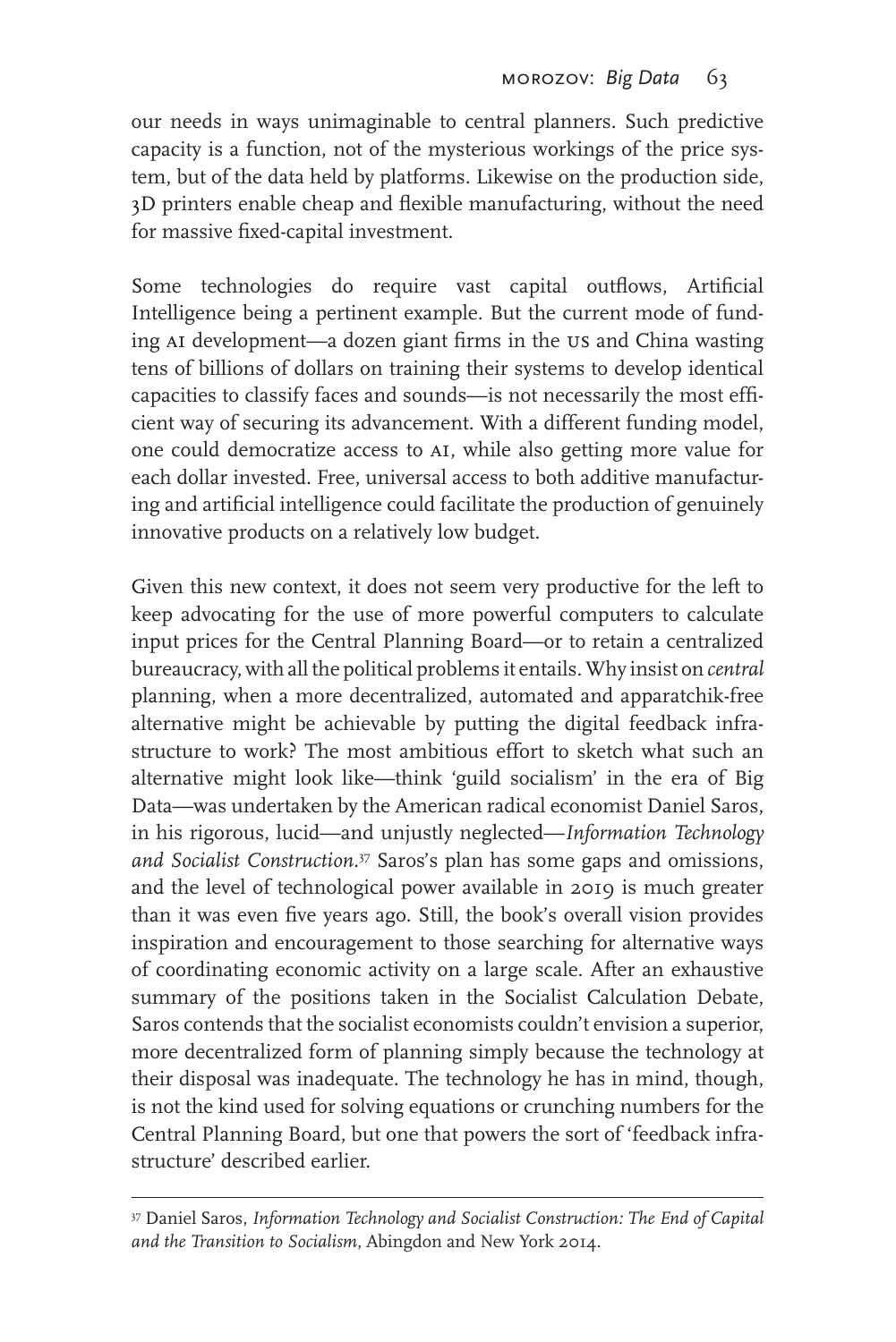our needs in ways unimaginable to central planners. Such predictive capacity is a function, not of the mysterious workings of the price system, but of the data held by platforms. Likewise on the production side, 3D printers enable cheap and flexible manufacturing, without the need for massive fixed-capital investment.

Some technologies do require vast capital outflows, Artificial Intelligence being a pertinent example. But the current mode of funding AI development—a dozen giant firms in the US and China wasting tens of billions of dollars on training their systems to develop identical capacities to classify faces and sounds—is not necessarily the most efficient way of securing its advancement. With a different funding model, one could democratize access to AI, while also getting more value for each dollar invested. Free, universal access to both additive manufacturing and artificial intelligence could facilitate the production of genuinely innovative products on a relatively low budget.

Given this new context, it does not seem very productive for the left to keep advocating for the use of more powerful computers to calculate input prices for the Central Planning Board—or to retain a centralized bureaucracy, with all the political problems it entails. Why insist on *central* planning, when a more decentralized, automated and apparatchik-free alternative might be achievable by putting the digital feedback infrastructure to work? The most ambitious effort to sketch what such an alternative might look like—think 'guild socialism' in the era of Big Data—was undertaken by the American radical economist Daniel Saros, in his rigorous, lucid—and unjustly neglected—*Information Technology and Socialist Construction*.[37] Saros's plan has some gaps and omissions, and the level of technological power available in 2019 is much greater than it was even five years ago. Still, the book's overall vision provides inspiration and encouragement to those searching for alternative ways of coordinating economic activity on a large scale. After an exhaustive summary of the positions taken in the Socialist Calculation Debate, Saros contends that the socialist economists couldn't envision a superior, more decentralized form of planning simply because the technology at their disposal was inadequate. The technology he has in mind, though, is not the kind used for solving equations or crunching numbers for the Central Planning Board, but one that powers the sort of 'feedback infrastructure' described earlier.

---

[37] Daniel Saros, *Information Technology and Socialist Construction: The End of Capital and the Transition to Socialism*, Abingdon and New York 2014.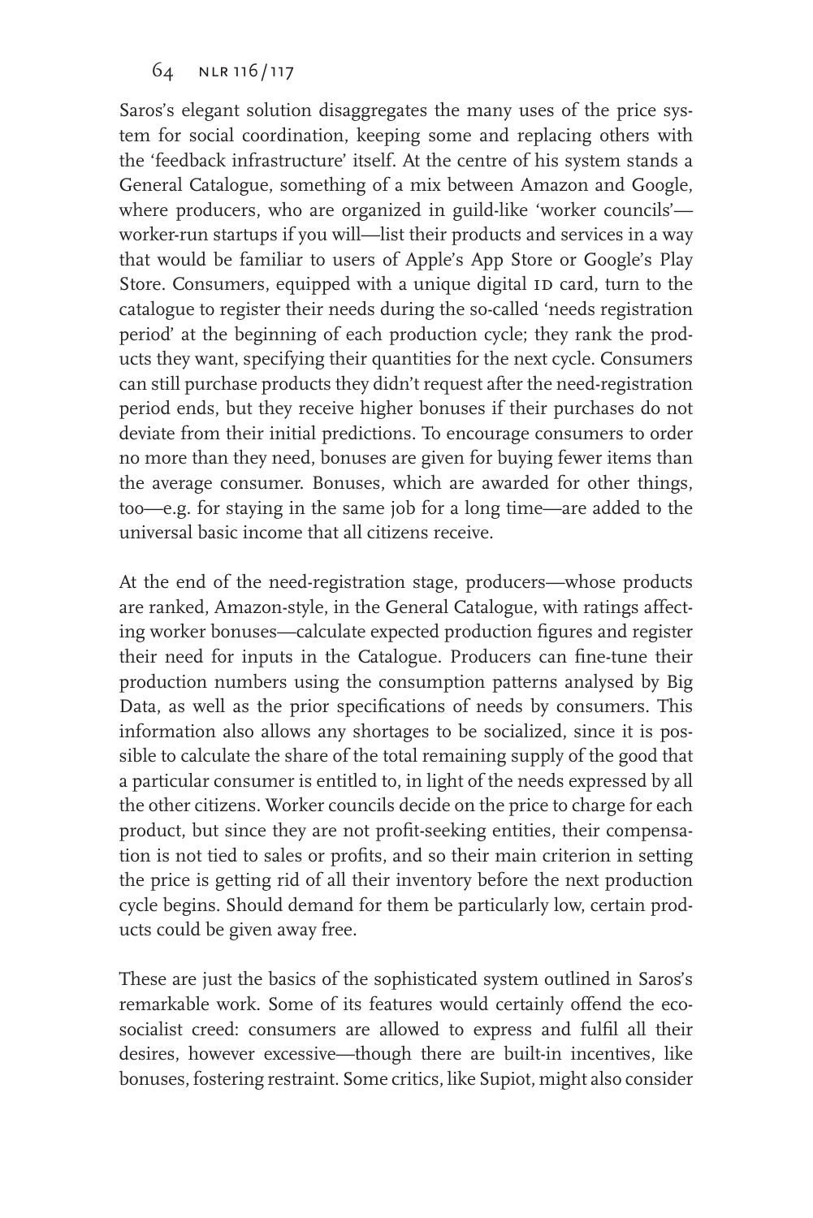Saros's elegant solution disaggregates the many uses of the price system for social coordination, keeping some and replacing others with the 'feedback infrastructure' itself. At the centre of his system stands a General Catalogue, something of a mix between Amazon and Google, where producers, who are organized in guild-like 'worker councils'—worker-run startups if you will—list their products and services in a way that would be familiar to users of Apple's App Store or Google's Play Store. Consumers, equipped with a unique digital ID card, turn to the catalogue to register their needs during the so-called 'needs registration period' at the beginning of each production cycle; they rank the products they want, specifying their quantities for the next cycle. Consumers can still purchase products they didn't request after the need-registration period ends, but they receive higher bonuses if their purchases do not deviate from their initial predictions. To encourage consumers to order no more than they need, bonuses are given for buying fewer items than the average consumer. Bonuses, which are awarded for other things, too—e.g. for staying in the same job for a long time—are added to the universal basic income that all citizens receive.

At the end of the need-registration stage, producers—whose products are ranked, Amazon-style, in the General Catalogue, with ratings affecting worker bonuses—calculate expected production figures and register their need for inputs in the Catalogue. Producers can fine-tune their production numbers using the consumption patterns analysed by Big Data, as well as the prior specifications of needs by consumers. This information also allows any shortages to be socialized, since it is possible to calculate the share of the total remaining supply of the good that a particular consumer is entitled to, in light of the needs expressed by all the other citizens. Worker councils decide on the price to charge for each product, but since they are not profit-seeking entities, their compensation is not tied to sales or profits, and so their main criterion in setting the price is getting rid of all their inventory before the next production cycle begins. Should demand for them be particularly low, certain products could be given away free.

These are just the basics of the sophisticated system outlined in Saros's remarkable work. Some of its features would certainly offend the eco-socialist creed: consumers are allowed to express and fulfil all their desires, however excessive—though there are built-in incentives, like bonuses, fostering restraint. Some critics, like Supiot, might also consider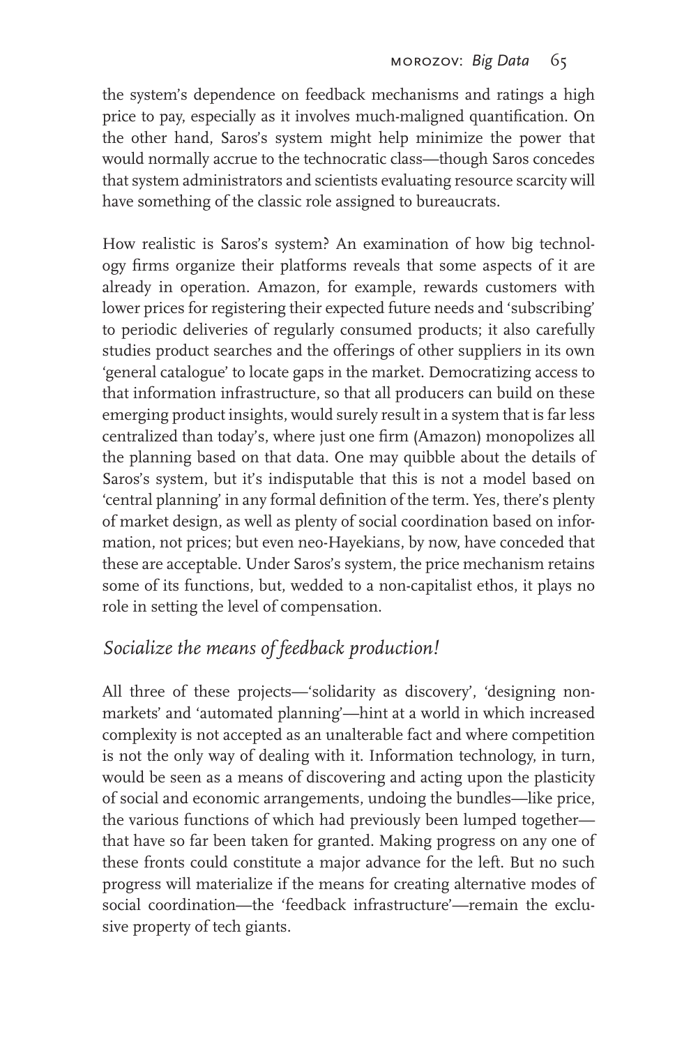the system's dependence on feedback mechanisms and ratings a high price to pay, especially as it involves much-maligned quantification. On the other hand, Saros's system might help minimize the power that would normally accrue to the technocratic class—though Saros concedes that system administrators and scientists evaluating resource scarcity will have something of the classic role assigned to bureaucrats.

How realistic is Saros's system? An examination of how big technology firms organize their platforms reveals that some aspects of it are already in operation. Amazon, for example, rewards customers with lower prices for registering their expected future needs and 'subscribing' to periodic deliveries of regularly consumed products; it also carefully studies product searches and the offerings of other suppliers in its own 'general catalogue' to locate gaps in the market. Democratizing access to that information infrastructure, so that all producers can build on these emerging product insights, would surely result in a system that is far less centralized than today's, where just one firm (Amazon) monopolizes all the planning based on that data. One may quibble about the details of Saros's system, but it's indisputable that this is not a model based on 'central planning' in any formal definition of the term. Yes, there's plenty of market design, as well as plenty of social coordination based on information, not prices; but even neo-Hayekians, by now, have conceded that these are acceptable. Under Saros's system, the price mechanism retains some of its functions, but, wedded to a non-capitalist ethos, it plays no role in setting the level of compensation.

## *Socialize the means of feedback production!*

All three of these projects—'solidarity as discovery', 'designing non-markets' and 'automated planning'—hint at a world in which increased complexity is not accepted as an unalterable fact and where competition is not the only way of dealing with it. Information technology, in turn, would be seen as a means of discovering and acting upon the plasticity of social and economic arrangements, undoing the bundles—like price, the various functions of which had previously been lumped together—that have so far been taken for granted. Making progress on any one of these fronts could constitute a major advance for the left. But no such progress will materialize if the means for creating alternative modes of social coordination—the 'feedback infrastructure'—remain the exclusive property of tech giants.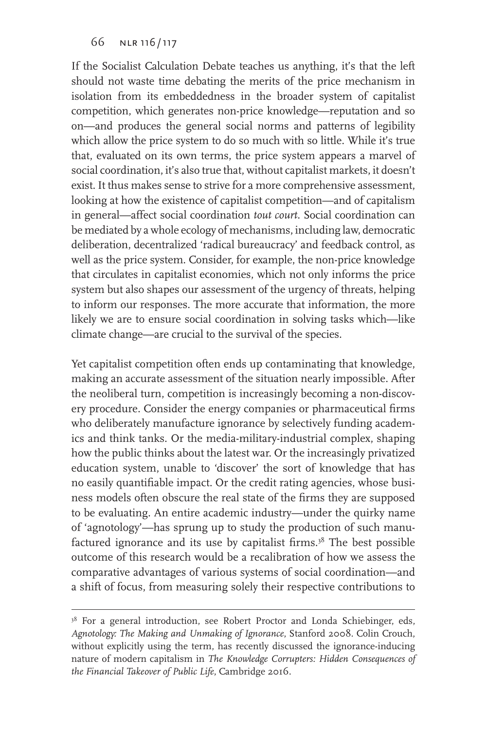If the Socialist Calculation Debate teaches us anything, it's that the left should not waste time debating the merits of the price mechanism in isolation from its embeddedness in the broader system of capitalist competition, which generates non-price knowledge—reputation and so on—and produces the general social norms and patterns of legibility which allow the price system to do so much with so little. While it's true that, evaluated on its own terms, the price system appears a marvel of social coordination, it's also true that, without capitalist markets, it doesn't exist. It thus makes sense to strive for a more comprehensive assessment, looking at how the existence of capitalist competition—and of capitalism in general—affect social coordination *tout court*. Social coordination can be mediated by a whole ecology of mechanisms, including law, democratic deliberation, decentralized 'radical bureaucracy' and feedback control, as well as the price system. Consider, for example, the non-price knowledge that circulates in capitalist economies, which not only informs the price system but also shapes our assessment of the urgency of threats, helping to inform our responses. The more accurate that information, the more likely we are to ensure social coordination in solving tasks which—like climate change—are crucial to the survival of the species.

Yet capitalist competition often ends up contaminating that knowledge, making an accurate assessment of the situation nearly impossible. After the neoliberal turn, competition is increasingly becoming a non-discovery procedure. Consider the energy companies or pharmaceutical firms who deliberately manufacture ignorance by selectively funding academics and think tanks. Or the media-military-industrial complex, shaping how the public thinks about the latest war. Or the increasingly privatized education system, unable to 'discover' the sort of knowledge that has no easily quantifiable impact. Or the credit rating agencies, whose business models often obscure the real state of the firms they are supposed to be evaluating. An entire academic industry—under the quirky name of 'agnotology'—has sprung up to study the production of such manufactured ignorance and its use by capitalist firms.[38] The best possible outcome of this research would be a recalibration of how we assess the comparative advantages of various systems of social coordination—and a shift of focus, from measuring solely their respective contributions to

---

[38] For a general introduction, see Robert Proctor and Londa Schiebinger, eds, *Agnotology: The Making and Unmaking of Ignorance*, Stanford 2008. Colin Crouch, without explicitly using the term, has recently discussed the ignorance-inducing nature of modern capitalism in *The Knowledge Corrupters: Hidden Consequences of the Financial Takeover of Public Life*, Cambridge 2016.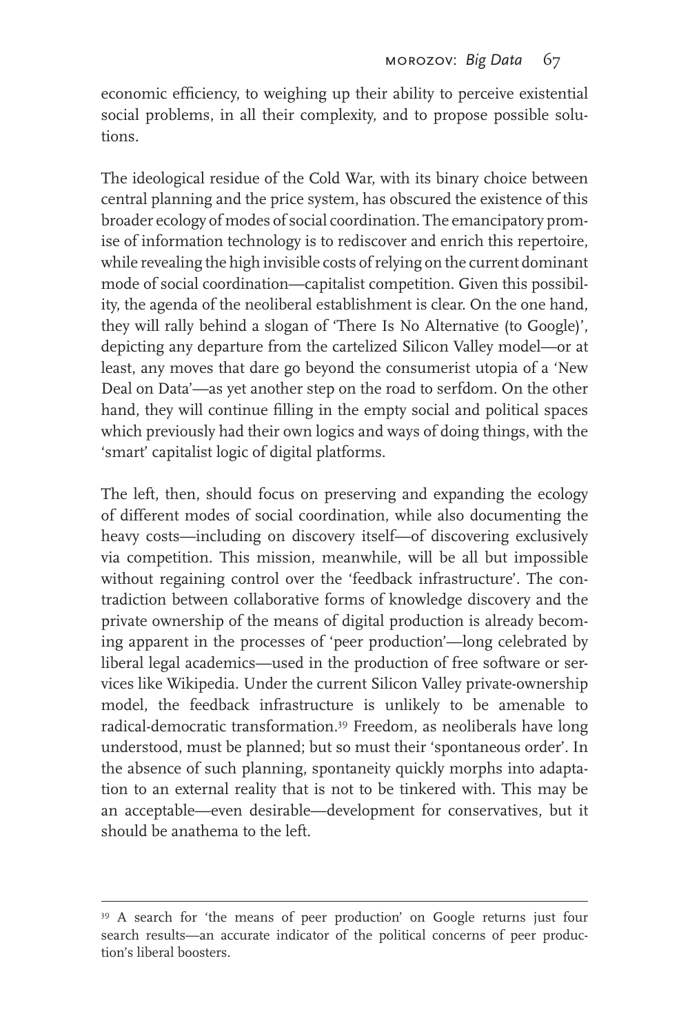economic efficiency, to weighing up their ability to perceive existential social problems, in all their complexity, and to propose possible solutions.

The ideological residue of the Cold War, with its binary choice between central planning and the price system, has obscured the existence of this broader ecology of modes of social coordination. The emancipatory promise of information technology is to rediscover and enrich this repertoire, while revealing the high invisible costs of relying on the current dominant mode of social coordination—capitalist competition. Given this possibility, the agenda of the neoliberal establishment is clear. On the one hand, they will rally behind a slogan of 'There Is No Alternative (to Google)', depicting any departure from the cartelized Silicon Valley model—or at least, any moves that dare go beyond the consumerist utopia of a 'New Deal on Data'—as yet another step on the road to serfdom. On the other hand, they will continue filling in the empty social and political spaces which previously had their own logics and ways of doing things, with the 'smart' capitalist logic of digital platforms.

The left, then, should focus on preserving and expanding the ecology of different modes of social coordination, while also documenting the heavy costs—including on discovery itself—of discovering exclusively via competition. This mission, meanwhile, will be all but impossible without regaining control over the 'feedback infrastructure'. The contradiction between collaborative forms of knowledge discovery and the private ownership of the means of digital production is already becoming apparent in the processes of 'peer production'—long celebrated by liberal legal academics—used in the production of free software or services like Wikipedia. Under the current Silicon Valley private-ownership model, the feedback infrastructure is unlikely to be amenable to radical-democratic transformation.[39] Freedom, as neoliberals have long understood, must be planned; but so must their 'spontaneous order'. In the absence of such planning, spontaneity quickly morphs into adaptation to an external reality that is not to be tinkered with. This may be an acceptable—even desirable—development for conservatives, but it should be anathema to the left.

---

[39] A search for 'the means of peer production' on Google returns just four search results—an accurate indicator of the political concerns of peer production's liberal boosters.